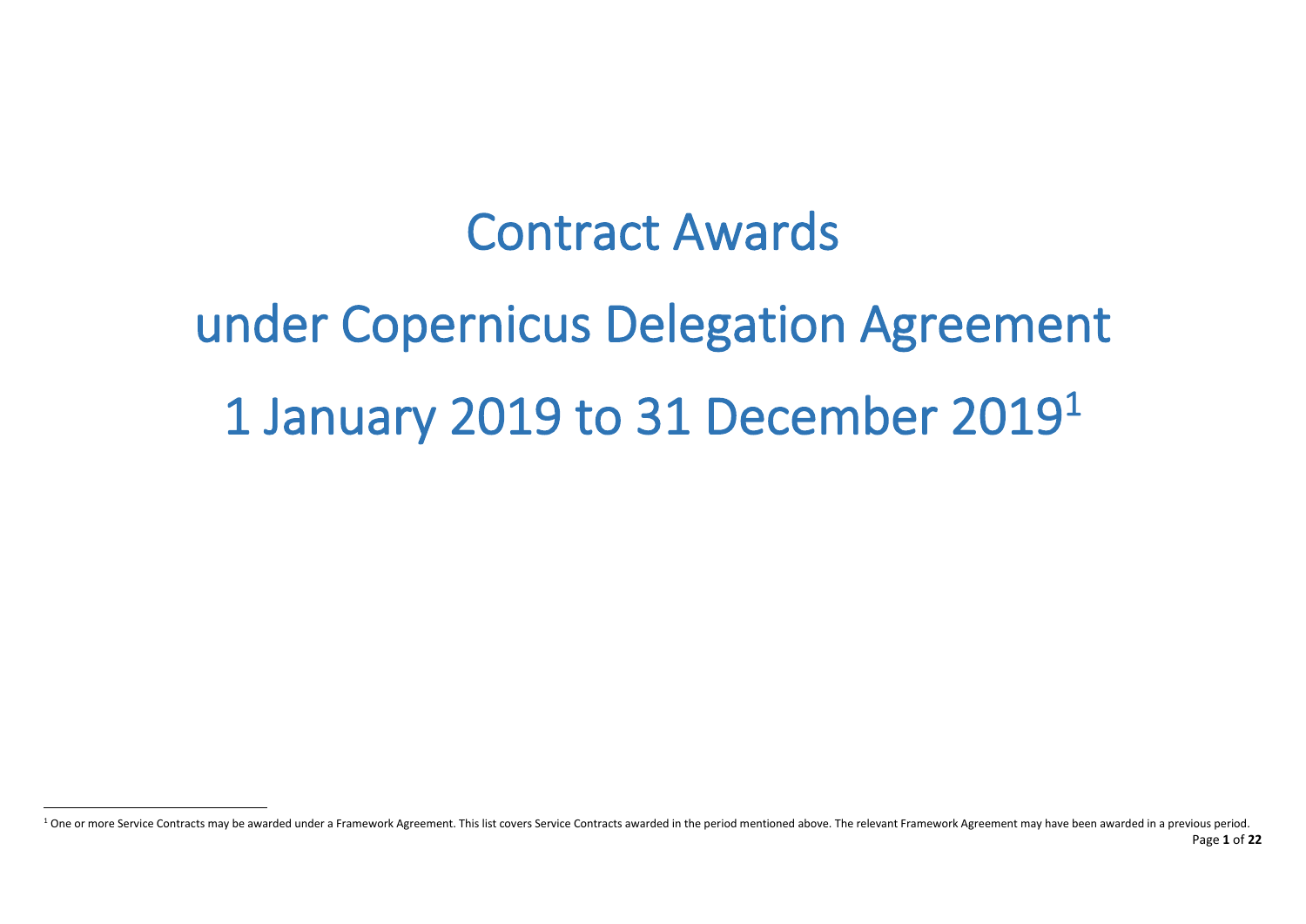# Contract Awards

# under Copernicus Delegation Agreement

# 1 January 2019 to 31 December 2019[1]

[1] One or more Service Contracts may be awarded under a Framework Agreement. This list covers Service Contracts awarded in the period mentioned above. The relevant Framework Agreement may have been awarded in a previous period.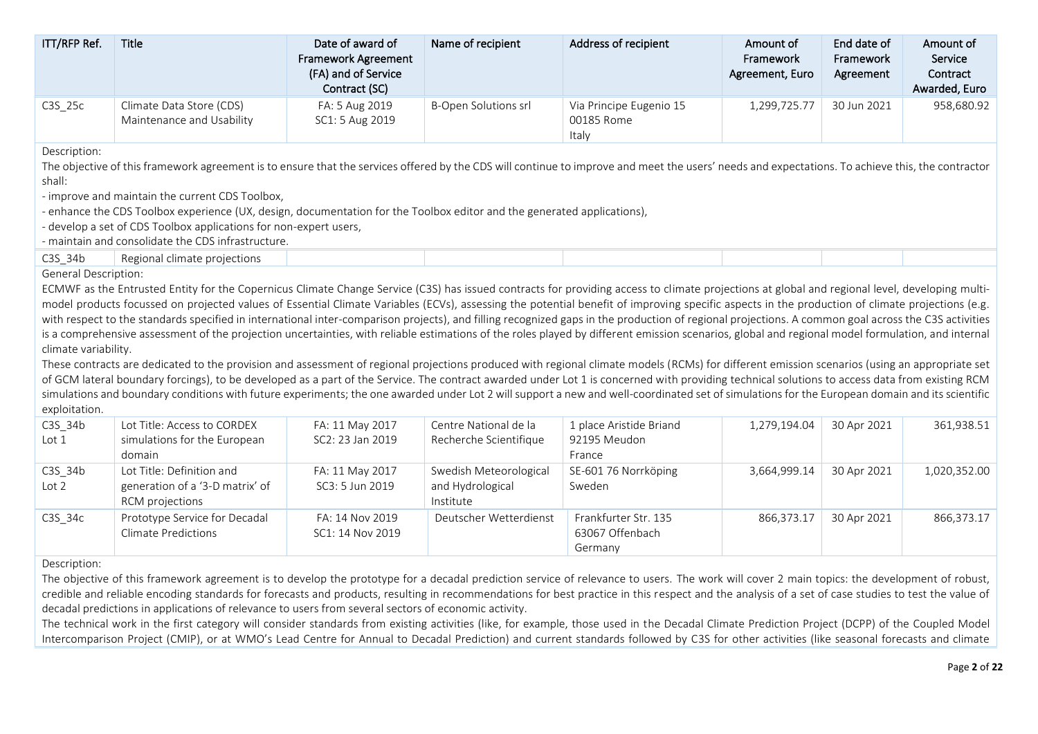| ITT/RFP Ref. | Title | Date of award of Framework Agreement (FA) and of Service Contract (SC) | Name of recipient | Address of recipient | Amount of Framework Agreement, Euro | End date of Framework Agreement | Amount of Service Contract Awarded, Euro |
|---|---|---|---|---|---|---|---|
| C3S_25c | Climate Data Store (CDS) Maintenance and Usability | FA: 5 Aug 2019<br>SC1: 5 Aug 2019 | B-Open Solutions srl | Via Principe Eugenio 15<br>00185 Rome<br>Italy | 1,299,725.77 | 30 Jun 2021 | 958,680.92 |

Description:

The objective of this framework agreement is to ensure that the services offered by the CDS will continue to improve and meet the users' needs and expectations. To achieve this, the contractor shall:

- improve and maintain the current CDS Toolbox,
- enhance the CDS Toolbox experience (UX, design, documentation for the Toolbox editor and the generated applications),
- develop a set of CDS Toolbox applications for non-expert users,
- maintain and consolidate the CDS infrastructure.

| ITT/RFP Ref. | Title | Date of award of Framework Agreement (FA) and of Service Contract (SC) | Name of recipient | Address of recipient | Amount of Framework Agreement, Euro | End date of Framework Agreement | Amount of Service Contract Awarded, Euro |
|---|---|---|---|---|---|---|---|
| C3S_34b | Regional climate projections | | | | | | |

General Description:

ECMWF as the Entrusted Entity for the Copernicus Climate Change Service (C3S) has issued contracts for providing access to climate projections at global and regional level, developing multi-model products focussed on projected values of Essential Climate Variables (ECVs), assessing the potential benefit of improving specific aspects in the production of climate projections (e.g. with respect to the standards specified in international inter-comparison projects), and filling recognized gaps in the production of regional projections. A common goal across the C3S activities is a comprehensive assessment of the projection uncertainties, with reliable estimations of the roles played by different emission scenarios, global and regional model formulation, and internal climate variability.

These contracts are dedicated to the provision and assessment of regional projections produced with regional climate models (RCMs) for different emission scenarios (using an appropriate set of GCM lateral boundary forcings), to be developed as a part of the Service. The contract awarded under Lot 1 is concerned with providing technical solutions to access data from existing RCM simulations and boundary conditions with future experiments; the one awarded under Lot 2 will support a new and well-coordinated set of simulations for the European domain and its scientific exploitation.

| ITT/RFP Ref. | Title | Date of award of Framework Agreement (FA) and of Service Contract (SC) | Name of recipient | Address of recipient | Amount of Framework Agreement, Euro | End date of Framework Agreement | Amount of Service Contract Awarded, Euro |
|---|---|---|---|---|---|---|---|
| C3S_34b Lot 1 | Lot Title: Access to CORDEX simulations for the European domain | FA: 11 May 2017<br>SC2: 23 Jan 2019 | Centre National de la Recherche Scientifique | 1 place Aristide Briand<br>92195 Meudon<br>France | 1,279,194.04 | 30 Apr 2021 | 361,938.51 |
| C3S_34b Lot 2 | Lot Title: Definition and generation of a '3-D matrix' of RCM projections | FA: 11 May 2017<br>SC3: 5 Jun 2019 | Swedish Meteorological and Hydrological Institute | SE-601 76 Norrköping<br>Sweden | 3,664,999.14 | 30 Apr 2021 | 1,020,352.00 |
| C3S_34c | Prototype Service for Decadal Climate Predictions | FA: 14 Nov 2019<br>SC1: 14 Nov 2019 | Deutscher Wetterdienst | Frankfurter Str. 135<br>63067 Offenbach<br>Germany | 866,373.17 | 30 Apr 2021 | 866,373.17 |

Description:

The objective of this framework agreement is to develop the prototype for a decadal prediction service of relevance to users. The work will cover 2 main topics: the development of robust, credible and reliable encoding standards for forecasts and products, resulting in recommendations for best practice in this respect and the analysis of a set of case studies to test the value of decadal predictions in applications of relevance to users from several sectors of economic activity.

The technical work in the first category will consider standards from existing activities (like, for example, those used in the Decadal Climate Prediction Project (DCPP) of the Coupled Model Intercomparison Project (CMIP), or at WMO's Lead Centre for Annual to Decadal Prediction) and current standards followed by C3S for other activities (like seasonal forecasts and climate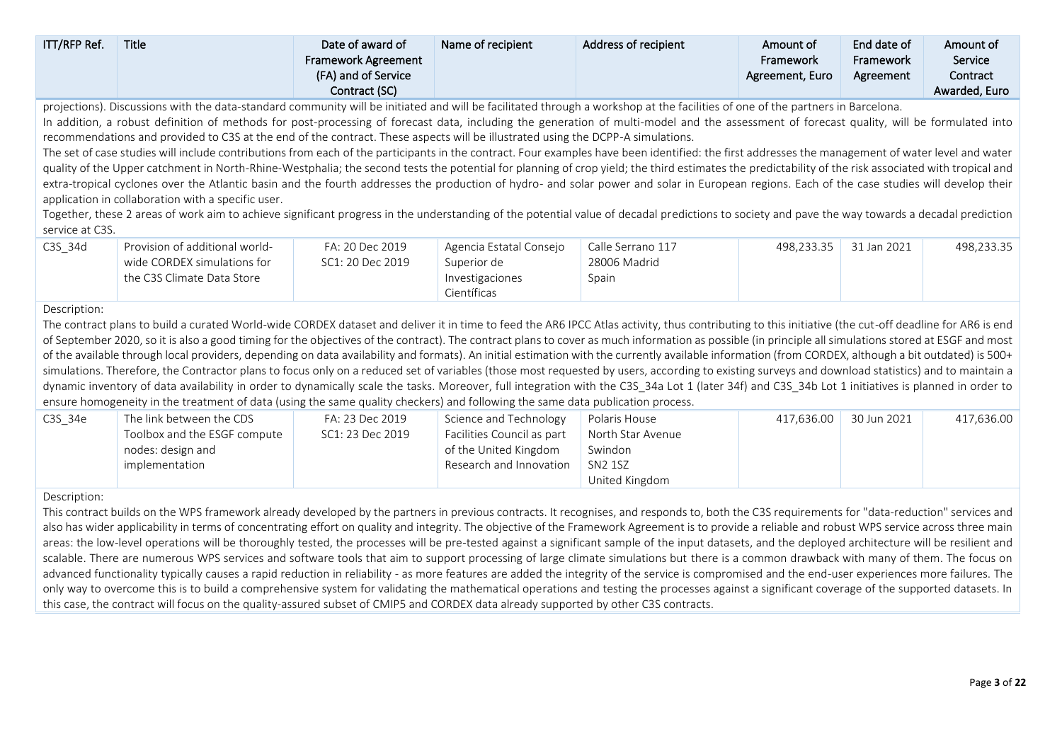| ITT/RFP Ref. | Title | Date of award of Framework Agreement (FA) and of Service Contract (SC) | Name of recipient | Address of recipient | Amount of Framework Agreement, Euro | End date of Framework Agreement | Amount of Service Contract Awarded, Euro |
|---|---|---|---|---|---|---|---|

projections). Discussions with the data-standard community will be initiated and will be facilitated through a workshop at the facilities of one of the partners in Barcelona.
In addition, a robust definition of methods for post-processing of forecast data, including the generation of multi-model and the assessment of forecast quality, will be formulated into recommendations and provided to C3S at the end of the contract. These aspects will be illustrated using the DCPP-A simulations.
The set of case studies will include contributions from each of the participants in the contract. Four examples have been identified: the first addresses the management of water level and water quality of the Upper catchment in North-Rhine-Westphalia; the second tests the potential for planning of crop yield; the third estimates the predictability of the risk associated with tropical and extra-tropical cyclones over the Atlantic basin and the fourth addresses the production of hydro- and solar power and solar in European regions. Each of the case studies will develop their application in collaboration with a specific user.
Together, these 2 areas of work aim to achieve significant progress in the understanding of the potential value of decadal predictions to society and pave the way towards a decadal prediction service at C3S.

| ITT/RFP Ref. | Title | Date of award of Framework Agreement (FA) and of Service Contract (SC) | Name of recipient | Address of recipient | Amount of Framework Agreement, Euro | End date of Framework Agreement | Amount of Service Contract Awarded, Euro |
|---|---|---|---|---|---|---|---|
| C3S_34d | Provision of additional world-wide CORDEX simulations for the C3S Climate Data Store | FA: 20 Dec 2019<br>SC1: 20 Dec 2019 | Agencia Estatal Consejo Superior de Investigaciones Científicas | Calle Serrano 117<br>28006 Madrid<br>Spain | 498,233.35 | 31 Jan 2021 | 498,233.35 |

Description:
The contract plans to build a curated World-wide CORDEX dataset and deliver it in time to feed the AR6 IPCC Atlas activity, thus contributing to this initiative (the cut-off deadline for AR6 is end of September 2020, so it is also a good timing for the objectives of the contract). The contract plans to cover as much information as possible (in principle all simulations stored at ESGF and most of the available through local providers, depending on data availability and formats). An initial estimation with the currently available information (from CORDEX, although a bit outdated) is 500+ simulations. Therefore, the Contractor plans to focus only on a reduced set of variables (those most requested by users, according to existing surveys and download statistics) and to maintain a dynamic inventory of data availability in order to dynamically scale the tasks. Moreover, full integration with the C3S_34a Lot 1 (later 34f) and C3S_34b Lot 1 initiatives is planned in order to ensure homogeneity in the treatment of data (using the same quality checkers) and following the same data publication process.

| ITT/RFP Ref. | Title | Date of award of Framework Agreement (FA) and of Service Contract (SC) | Name of recipient | Address of recipient | Amount of Framework Agreement, Euro | End date of Framework Agreement | Amount of Service Contract Awarded, Euro |
|---|---|---|---|---|---|---|---|
| C3S_34e | The link between the CDS Toolbox and the ESGF compute nodes: design and implementation | FA: 23 Dec 2019<br>SC1: 23 Dec 2019 | Science and Technology Facilities Council as part of the United Kingdom Research and Innovation | Polaris House<br>North Star Avenue<br>Swindon<br>SN2 1SZ<br>United Kingdom | 417,636.00 | 30 Jun 2021 | 417,636.00 |

Description:
This contract builds on the WPS framework already developed by the partners in previous contracts. It recognises, and responds to, both the C3S requirements for "data-reduction" services and also has wider applicability in terms of concentrating effort on quality and integrity. The objective of the Framework Agreement is to provide a reliable and robust WPS service across three main areas: the low-level operations will be thoroughly tested, the processes will be pre-tested against a significant sample of the input datasets, and the deployed architecture will be resilient and scalable. There are numerous WPS services and software tools that aim to support processing of large climate simulations but there is a common drawback with many of them. The focus on advanced functionality typically causes a rapid reduction in reliability - as more features are added the integrity of the service is compromised and the end-user experiences more failures. The only way to overcome this is to build a comprehensive system for validating the mathematical operations and testing the processes against a significant coverage of the supported datasets. In this case, the contract will focus on the quality-assured subset of CMIP5 and CORDEX data already supported by other C3S contracts.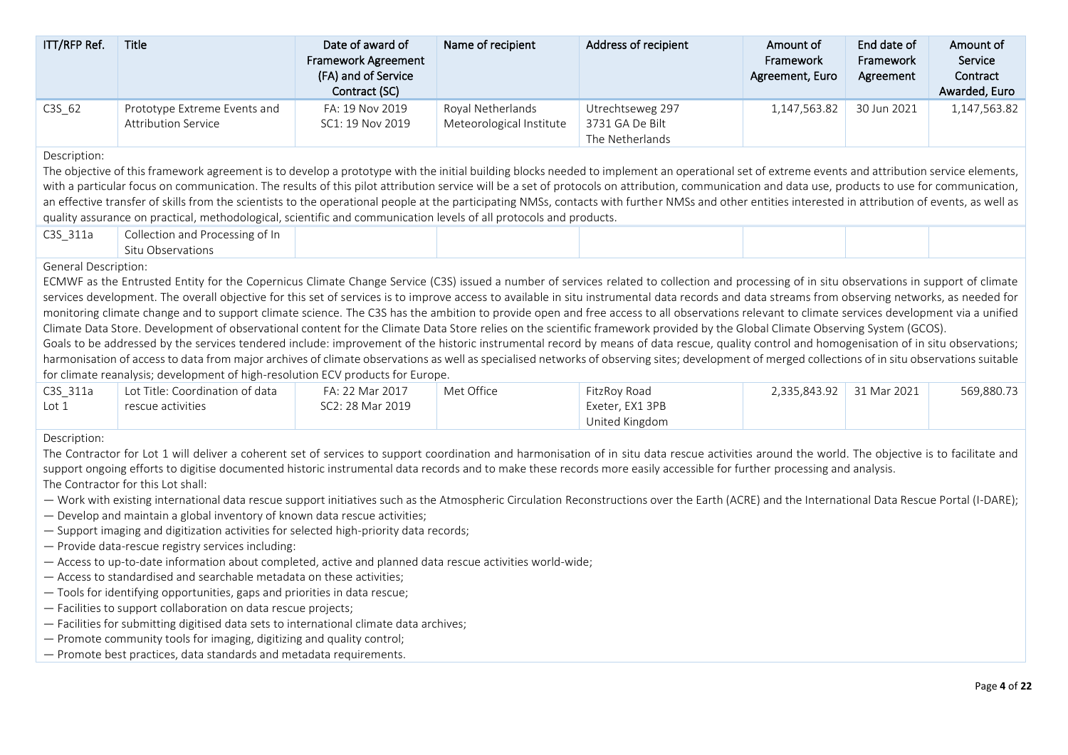| ITT/RFP Ref. | Title | Date of award of Framework Agreement (FA) and of Service Contract (SC) | Name of recipient | Address of recipient | Amount of Framework Agreement, Euro | End date of Framework Agreement | Amount of Service Contract Awarded, Euro |
|---|---|---|---|---|---|---|---|
| C3S_62 | Prototype Extreme Events and Attribution Service | FA: 19 Nov 2019<br>SC1: 19 Nov 2019 | Royal Netherlands Meteorological Institute | Utrechtseweg 297<br>3731 GA De Bilt<br>The Netherlands | 1,147,563.82 | 30 Jun 2021 | 1,147,563.82 |

Description:

The objective of this framework agreement is to develop a prototype with the initial building blocks needed to implement an operational set of extreme events and attribution service elements, with a particular focus on communication. The results of this pilot attribution service will be a set of protocols on attribution, communication and data use, products to use for communication, an effective transfer of skills from the scientists to the operational people at the participating NMSs, contacts with further NMSs and other entities interested in attribution of events, as well as quality assurance on practical, methodological, scientific and communication levels of all protocols and products.

| ITT/RFP Ref. | Title | Date of award of Framework Agreement (FA) and of Service Contract (SC) | Name of recipient | Address of recipient | Amount of Framework Agreement, Euro | End date of Framework Agreement | Amount of Service Contract Awarded, Euro |
|---|---|---|---|---|---|---|---|
| C3S_311a | Collection and Processing of In Situ Observations | | | | | | |

General Description:

ECMWF as the Entrusted Entity for the Copernicus Climate Change Service (C3S) issued a number of services related to collection and processing of in situ observations in support of climate services development. The overall objective for this set of services is to improve access to available in situ instrumental data records and data streams from observing networks, as needed for monitoring climate change and to support climate science. The C3S has the ambition to provide open and free access to all observations relevant to climate services development via a unified Climate Data Store. Development of observational content for the Climate Data Store relies on the scientific framework provided by the Global Climate Observing System (GCOS).

Goals to be addressed by the services tendered include: improvement of the historic instrumental record by means of data rescue, quality control and homogenisation of in situ observations; harmonisation of access to data from major archives of climate observations as well as specialised networks of observing sites; development of merged collections of in situ observations suitable for climate reanalysis; development of high-resolution ECV products for Europe.

| ITT/RFP Ref. | Title | Date of award of Framework Agreement (FA) and of Service Contract (SC) | Name of recipient | Address of recipient | Amount of Framework Agreement, Euro | End date of Framework Agreement | Amount of Service Contract Awarded, Euro |
|---|---|---|---|---|---|---|---|
| C3S_311a Lot 1 | Lot Title: Coordination of data rescue activities | FA: 22 Mar 2017<br>SC2: 28 Mar 2019 | Met Office | FitzRoy Road<br>Exeter, EX1 3PB<br>United Kingdom | 2,335,843.92 | 31 Mar 2021 | 569,880.73 |

Description:

The Contractor for Lot 1 will deliver a coherent set of services to support coordination and harmonisation of in situ data rescue activities around the world. The objective is to facilitate and support ongoing efforts to digitise documented historic instrumental data records and to make these records more easily accessible for further processing and analysis.

The Contractor for this Lot shall:

— Work with existing international data rescue support initiatives such as the Atmospheric Circulation Reconstructions over the Earth (ACRE) and the International Data Rescue Portal (I-DARE);
— Develop and maintain a global inventory of known data rescue activities;
— Support imaging and digitization activities for selected high-priority data records;
— Provide data-rescue registry services including:
— Access to up-to-date information about completed, active and planned data rescue activities world-wide;
— Access to standardised and searchable metadata on these activities;
— Tools for identifying opportunities, gaps and priorities in data rescue;
— Facilities to support collaboration on data rescue projects;
— Facilities for submitting digitised data sets to international climate data archives;
— Promote community tools for imaging, digitizing and quality control;
— Promote best practices, data standards and metadata requirements.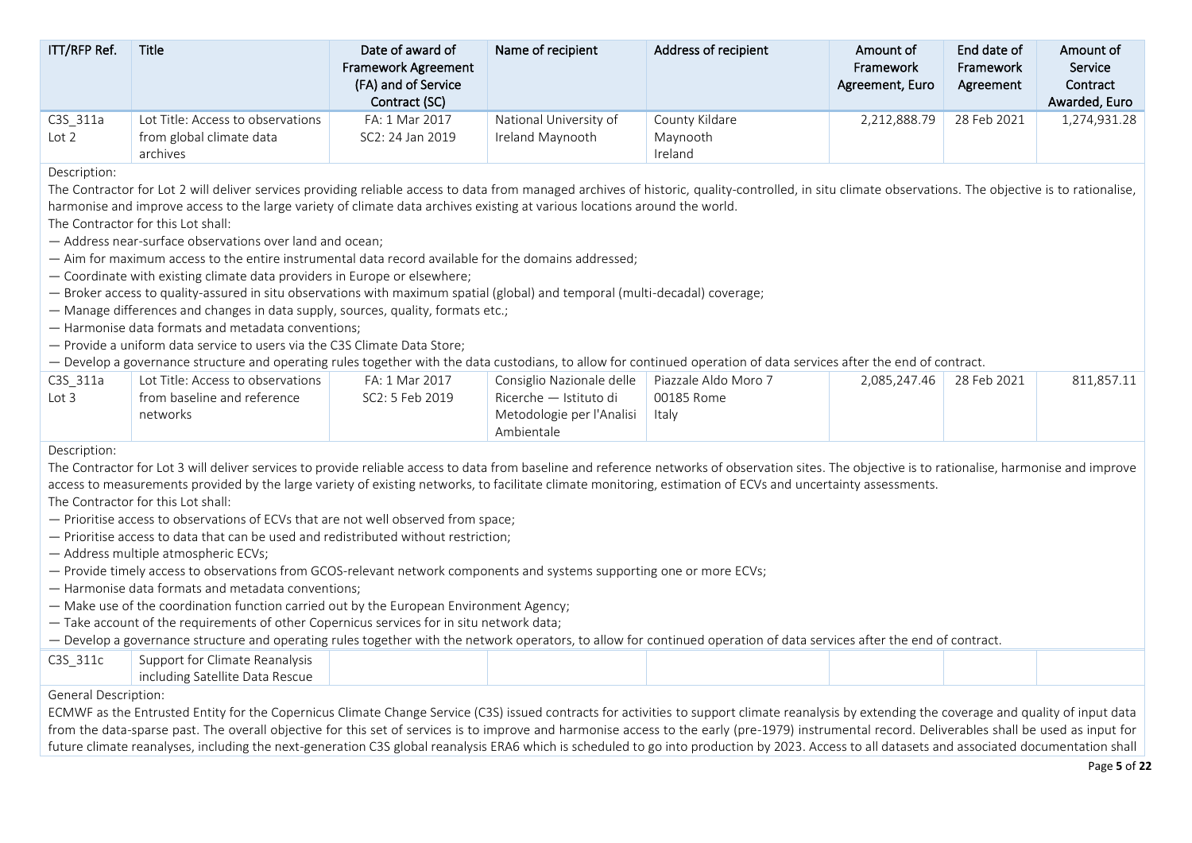| ITT/RFP Ref. | Title | Date of award of Framework Agreement (FA) and of Service Contract (SC) | Name of recipient | Address of recipient | Amount of Framework Agreement, Euro | End date of Framework Agreement | Amount of Service Contract Awarded, Euro |
|---|---|---|---|---|---|---|---|
| C3S_311a Lot 2 | Lot Title: Access to observations from global climate data archives | FA: 1 Mar 2017 SC2: 24 Jan 2019 | National University of Ireland Maynooth | County Kildare Maynooth Ireland | 2,212,888.79 | 28 Feb 2021 | 1,274,931.28 |

Description:

The Contractor for Lot 2 will deliver services providing reliable access to data from managed archives of historic, quality-controlled, in situ climate observations. The objective is to rationalise, harmonise and improve access to the large variety of climate data archives existing at various locations around the world.

The Contractor for this Lot shall:

— Address near-surface observations over land and ocean;
— Aim for maximum access to the entire instrumental data record available for the domains addressed;
— Coordinate with existing climate data providers in Europe or elsewhere;
— Broker access to quality-assured in situ observations with maximum spatial (global) and temporal (multi-decadal) coverage;
— Manage differences and changes in data supply, sources, quality, formats etc.;
— Harmonise data formats and metadata conventions;
— Provide a uniform data service to users via the C3S Climate Data Store;
— Develop a governance structure and operating rules together with the data custodians, to allow for continued operation of data services after the end of contract.

| ITT/RFP Ref. | Title | Date of award of Framework Agreement (FA) and of Service Contract (SC) | Name of recipient | Address of recipient | Amount of Framework Agreement, Euro | End date of Framework Agreement | Amount of Service Contract Awarded, Euro |
|---|---|---|---|---|---|---|---|
| C3S_311a Lot 3 | Lot Title: Access to observations from baseline and reference networks | FA: 1 Mar 2017 SC2: 5 Feb 2019 | Consiglio Nazionale delle Ricerche — Istituto di Metodologie per l'Analisi Ambientale | Piazzale Aldo Moro 7 00185 Rome Italy | 2,085,247.46 | 28 Feb 2021 | 811,857.11 |

Description:

The Contractor for Lot 3 will deliver services to provide reliable access to data from baseline and reference networks of observation sites. The objective is to rationalise, harmonise and improve access to measurements provided by the large variety of existing networks, to facilitate climate monitoring, estimation of ECVs and uncertainty assessments.

The Contractor for this Lot shall:

— Prioritise access to observations of ECVs that are not well observed from space;
— Prioritise access to data that can be used and redistributed without restriction;
— Address multiple atmospheric ECVs;
— Provide timely access to observations from GCOS-relevant network components and systems supporting one or more ECVs;
— Harmonise data formats and metadata conventions;
— Make use of the coordination function carried out by the European Environment Agency;
— Take account of the requirements of other Copernicus services for in situ network data;
— Develop a governance structure and operating rules together with the network operators, to allow for continued operation of data services after the end of contract.

| ITT/RFP Ref. | Title | Date of award of Framework Agreement (FA) and of Service Contract (SC) | Name of recipient | Address of recipient | Amount of Framework Agreement, Euro | End date of Framework Agreement | Amount of Service Contract Awarded, Euro |
|---|---|---|---|---|---|---|---|
| C3S_311c | Support for Climate Reanalysis including Satellite Data Rescue | | | | | | |

General Description:

ECMWF as the Entrusted Entity for the Copernicus Climate Change Service (C3S) issued contracts for activities to support climate reanalysis by extending the coverage and quality of input data from the data-sparse past. The overall objective for this set of services is to improve and harmonise access to the early (pre-1979) instrumental record. Deliverables shall be used as input for future climate reanalyses, including the next-generation C3S global reanalysis ERA6 which is scheduled to go into production by 2023. Access to all datasets and associated documentation shall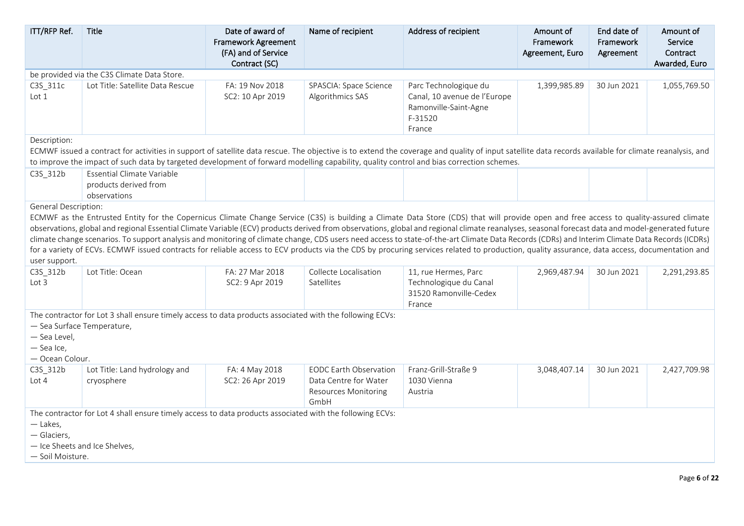| ITT/RFP Ref. | Title | Date of award of Framework Agreement (FA) and of Service Contract (SC) | Name of recipient | Address of recipient | Amount of Framework Agreement, Euro | End date of Framework Agreement | Amount of Service Contract Awarded, Euro |
|---|---|---|---|---|---|---|---|
| be provided via the C3S Climate Data Store. | | | | | | | |
| C3S_311c Lot 1 | Lot Title: Satellite Data Rescue | FA: 19 Nov 2018 SC2: 10 Apr 2019 | SPASCIA: Space Science Algorithmics SAS | Parc Technologique du Canal, 10 avenue de l'Europe Ramonville-Saint-Agne F-31520 France | 1,399,985.89 | 30 Jun 2021 | 1,055,769.50 |
| Description: ECMWF issued a contract for activities in support of satellite data rescue. The objective is to extend the coverage and quality of input satellite data records available for climate reanalysis, and to improve the impact of such data by targeted development of forward modelling capability, quality control and bias correction schemes. | | | | | | | |
| C3S_312b | Essential Climate Variable products derived from observations | | | | | | |
| General Description: ECMWF as the Entrusted Entity for the Copernicus Climate Change Service (C3S) is building a Climate Data Store (CDS) that will provide open and free access to quality-assured climate observations, global and regional Essential Climate Variable (ECV) products derived from observations, global and regional climate reanalyses, seasonal forecast data and model-generated future climate change scenarios. To support analysis and monitoring of climate change, CDS users need access to state-of-the-art Climate Data Records (CDRs) and Interim Climate Data Records (ICDRs) for a variety of ECVs. ECMWF issued contracts for reliable access to ECV products via the CDS by procuring services related to production, quality assurance, data access, documentation and user support. | | | | | | | |
| C3S_312b Lot 3 | Lot Title: Ocean | FA: 27 Mar 2018 SC2: 9 Apr 2019 | Collecte Localisation Satellites | 11, rue Hermes, Parc Technologique du Canal 31520 Ramonville-Cedex France | 2,969,487.94 | 30 Jun 2021 | 2,291,293.85 |
| The contractor for Lot 3 shall ensure timely access to data products associated with the following ECVs: — Sea Surface Temperature, — Sea Level, — Sea Ice, — Ocean Colour. | | | | | | | |
| C3S_312b Lot 4 | Lot Title: Land hydrology and cryosphere | FA: 4 May 2018 SC2: 26 Apr 2019 | EODC Earth Observation Data Centre for Water Resources Monitoring GmbH | Franz-Grill-Straße 9 1030 Vienna Austria | 3,048,407.14 | 30 Jun 2021 | 2,427,709.98 |
| The contractor for Lot 4 shall ensure timely access to data products associated with the following ECVs: — Lakes, — Glaciers, — Ice Sheets and Ice Shelves, — Soil Moisture. | | | | | | | |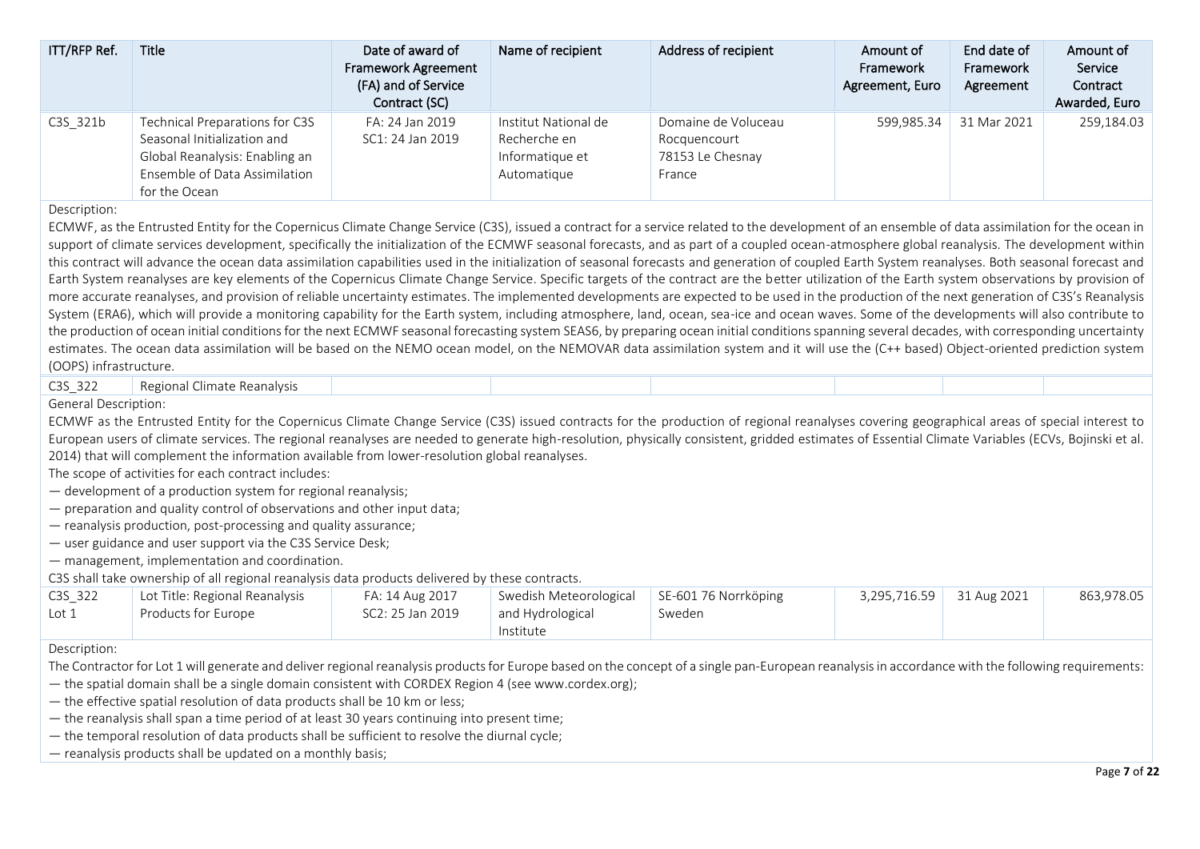| ITT/RFP Ref. | Title | Date of award of Framework Agreement (FA) and of Service Contract (SC) | Name of recipient | Address of recipient | Amount of Framework Agreement, Euro | End date of Framework Agreement | Amount of Service Contract Awarded, Euro |
|---|---|---|---|---|---|---|---|
| C3S_321b | Technical Preparations for C3S Seasonal Initialization and Global Reanalysis: Enabling an Ensemble of Data Assimilation for the Ocean | FA: 24 Jan 2019<br>SC1: 24 Jan 2019 | Institut National de Recherche en Informatique et Automatique | Domaine de Voluceau Rocquencourt 78153 Le Chesnay France | 599,985.34 | 31 Mar 2021 | 259,184.03 |

Description:

ECMWF, as the Entrusted Entity for the Copernicus Climate Change Service (C3S), issued a contract for a service related to the development of an ensemble of data assimilation for the ocean in support of climate services development, specifically the initialization of the ECMWF seasonal forecasts, and as part of a coupled ocean-atmosphere global reanalysis. The development within this contract will advance the ocean data assimilation capabilities used in the initialization of seasonal forecasts and generation of coupled Earth System reanalyses. Both seasonal forecast and Earth System reanalyses are key elements of the Copernicus Climate Change Service. Specific targets of the contract are the better utilization of the Earth system observations by provision of more accurate reanalyses, and provision of reliable uncertainty estimates. The implemented developments are expected to be used in the production of the next generation of C3S's Reanalysis System (ERA6), which will provide a monitoring capability for the Earth system, including atmosphere, land, ocean, sea-ice and ocean waves. Some of the developments will also contribute to the production of ocean initial conditions for the next ECMWF seasonal forecasting system SEAS6, by preparing ocean initial conditions spanning several decades, with corresponding uncertainty estimates. The ocean data assimilation will be based on the NEMO ocean model, on the NEMOVAR data assimilation system and it will use the (C++ based) Object-oriented prediction system (OOPS) infrastructure.

| ITT/RFP Ref. | Title | Date of award of Framework Agreement (FA) and of Service Contract (SC) | Name of recipient | Address of recipient | Amount of Framework Agreement, Euro | End date of Framework Agreement | Amount of Service Contract Awarded, Euro |
|---|---|---|---|---|---|---|---|
| C3S_322 | Regional Climate Reanalysis | | | | | | |

General Description:

ECMWF as the Entrusted Entity for the Copernicus Climate Change Service (C3S) issued contracts for the production of regional reanalyses covering geographical areas of special interest to European users of climate services. The regional reanalyses are needed to generate high-resolution, physically consistent, gridded estimates of Essential Climate Variables (ECVs, Bojinski et al. 2014) that will complement the information available from lower-resolution global reanalyses.

The scope of activities for each contract includes:

— development of a production system for regional reanalysis;
— preparation and quality control of observations and other input data;
— reanalysis production, post-processing and quality assurance;
— user guidance and user support via the C3S Service Desk;
— management, implementation and coordination.

C3S shall take ownership of all regional reanalysis data products delivered by these contracts.

| ITT/RFP Ref. | Title | Date of award of Framework Agreement (FA) and of Service Contract (SC) | Name of recipient | Address of recipient | Amount of Framework Agreement, Euro | End date of Framework Agreement | Amount of Service Contract Awarded, Euro |
|---|---|---|---|---|---|---|---|
| C3S_322 Lot 1 | Lot Title: Regional Reanalysis Products for Europe | FA: 14 Aug 2017<br>SC2: 25 Jan 2019 | Swedish Meteorological and Hydrological Institute | SE-601 76 Norrköping Sweden | 3,295,716.59 | 31 Aug 2021 | 863,978.05 |

Description:

The Contractor for Lot 1 will generate and deliver regional reanalysis products for Europe based on the concept of a single pan-European reanalysis in accordance with the following requirements:

— the spatial domain shall be a single domain consistent with CORDEX Region 4 (see www.cordex.org);
— the effective spatial resolution of data products shall be 10 km or less;
— the reanalysis shall span a time period of at least 30 years continuing into present time;
— the temporal resolution of data products shall be sufficient to resolve the diurnal cycle;
— reanalysis products shall be updated on a monthly basis;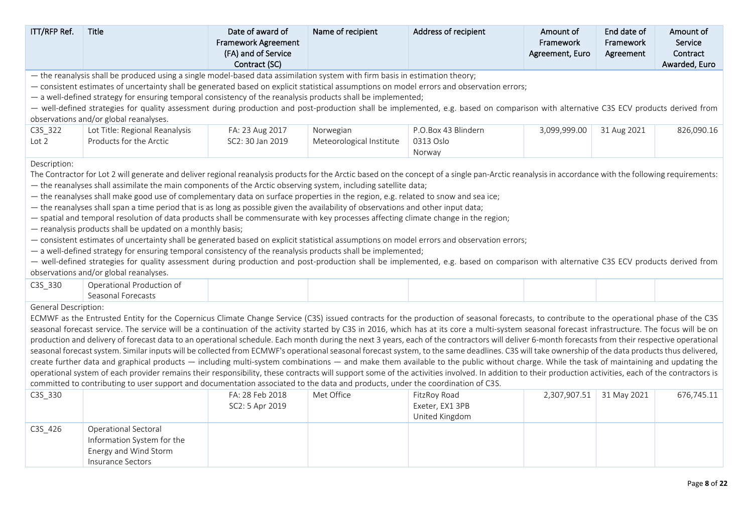| ITT/RFP Ref. | Title | Date of award of Framework Agreement (FA) and of Service Contract (SC) | Name of recipient | Address of recipient | Amount of Framework Agreement, Euro | End date of Framework Agreement | Amount of Service Contract Awarded, Euro |
|---|---|---|---|---|---|---|---|
| — the reanalysis shall be produced using a single model-based data assimilation system with firm basis in estimation theory;<br>— consistent estimates of uncertainty shall be generated based on explicit statistical assumptions on model errors and observation errors;<br>— a well-defined strategy for ensuring temporal consistency of the reanalysis products shall be implemented;<br>— well-defined strategies for quality assessment during production and post-production shall be implemented, e.g. based on comparison with alternative C3S ECV products derived from observations and/or global reanalyses. | | | | | | | |
| C3S_322 Lot 2 | Lot Title: Regional Reanalysis Products for the Arctic | FA: 23 Aug 2017<br>SC2: 30 Jan 2019 | Norwegian Meteorological Institute | P.O.Box 43 Blindern<br>0313 Oslo<br>Norway | 3,099,999.00 | 31 Aug 2021 | 826,090.16 |
| Description:<br>The Contractor for Lot 2 will generate and deliver regional reanalysis products for the Arctic based on the concept of a single pan-Arctic reanalysis in accordance with the following requirements:<br>— the reanalyses shall assimilate the main components of the Arctic observing system, including satellite data;<br>— the reanalyses shall make good use of complementary data on surface properties in the region, e.g. related to snow and sea ice;<br>— the reanalyses shall span a time period that is as long as possible given the availability of observations and other input data;<br>— spatial and temporal resolution of data products shall be commensurate with key processes affecting climate change in the region;<br>— reanalysis products shall be updated on a monthly basis;<br>— consistent estimates of uncertainty shall be generated based on explicit statistical assumptions on model errors and observation errors;<br>— a well-defined strategy for ensuring temporal consistency of the reanalysis products shall be implemented;<br>— well-defined strategies for quality assessment during production and post-production shall be implemented, e.g. based on comparison with alternative C3S ECV products derived from observations and/or global reanalyses. | | | | | | | |
| C3S_330 | Operational Production of Seasonal Forecasts | | | | | | |
| General Description:<br>ECMWF as the Entrusted Entity for the Copernicus Climate Change Service (C3S) issued contracts for the production of seasonal forecasts, to contribute to the operational phase of the C3S seasonal forecast service. The service will be a continuation of the activity started by C3S in 2016, which has at its core a multi-system seasonal forecast infrastructure. The focus will be on production and delivery of forecast data to an operational schedule. Each month during the next 3 years, each of the contractors will deliver 6-month forecasts from their respective operational seasonal forecast system. Similar inputs will be collected from ECMWF's operational seasonal forecast system, to the same deadlines. C3S will take ownership of the data products thus delivered, create further data and graphical products — including multi-system combinations — and make them available to the public without charge. While the task of maintaining and updating the operational system of each provider remains their responsibility, these contracts will support some of the activities involved. In addition to their production activities, each of the contractors is committed to contributing to user support and documentation associated to the data and products, under the coordination of C3S. | | | | | | | |
| C3S_330 | | FA: 28 Feb 2018<br>SC2: 5 Apr 2019 | Met Office | FitzRoy Road<br>Exeter, EX1 3PB<br>United Kingdom | 2,307,907.51 | 31 May 2021 | 676,745.11 |
| C3S_426 | Operational Sectoral Information System for the Energy and Wind Storm Insurance Sectors | | | | | | |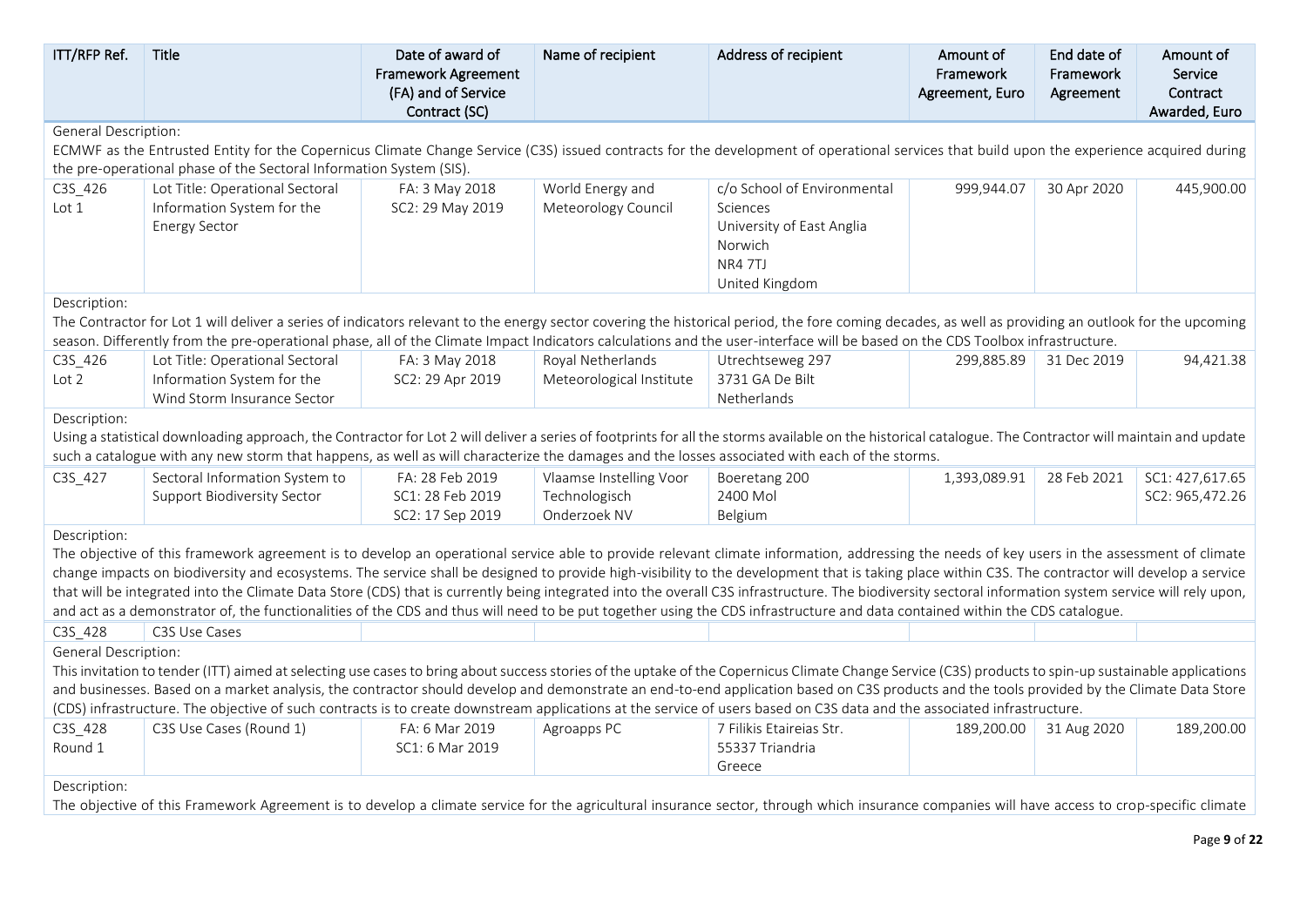| ITT/RFP Ref. | Title | Date of award of Framework Agreement (FA) and of Service Contract (SC) | Name of recipient | Address of recipient | Amount of Framework Agreement, Euro | End date of Framework Agreement | Amount of Service Contract Awarded, Euro |
|---|---|---|---|---|---|---|---|
| General Description: ECMWF as the Entrusted Entity for the Copernicus Climate Change Service (C3S) issued contracts for the development of operational services that build upon the experience acquired during the pre-operational phase of the Sectoral Information System (SIS). | | | | | | | |
| C3S_426 Lot 1 | Lot Title: Operational Sectoral Information System for the Energy Sector | FA: 3 May 2018 SC2: 29 May 2019 | World Energy and Meteorology Council | c/o School of Environmental Sciences University of East Anglia Norwich NR4 7TJ United Kingdom | 999,944.07 | 30 Apr 2020 | 445,900.00 |
| Description: The Contractor for Lot 1 will deliver a series of indicators relevant to the energy sector covering the historical period, the fore coming decades, as well as providing an outlook for the upcoming season. Differently from the pre-operational phase, all of the Climate Impact Indicators calculations and the user-interface will be based on the CDS Toolbox infrastructure. | | | | | | | |
| C3S_426 Lot 2 | Lot Title: Operational Sectoral Information System for the Wind Storm Insurance Sector | FA: 3 May 2018 SC2: 29 Apr 2019 | Royal Netherlands Meteorological Institute | Utrechtseweg 297 3731 GA De Bilt Netherlands | 299,885.89 | 31 Dec 2019 | 94,421.38 |
| Description: Using a statistical downloading approach, the Contractor for Lot 2 will deliver a series of footprints for all the storms available on the historical catalogue. The Contractor will maintain and update such a catalogue with any new storm that happens, as well as will characterize the damages and the losses associated with each of the storms. | | | | | | | |
| C3S_427 | Sectoral Information System to Support Biodiversity Sector | FA: 28 Feb 2019 SC1: 28 Feb 2019 SC2: 17 Sep 2019 | Vlaamse Instelling Voor Technologisch Onderzoek NV | Boeretang 200 2400 Mol Belgium | 1,393,089.91 | 28 Feb 2021 | SC1: 427,617.65 SC2: 965,472.26 |
| Description: The objective of this framework agreement is to develop an operational service able to provide relevant climate information, addressing the needs of key users in the assessment of climate change impacts on biodiversity and ecosystems. The service shall be designed to provide high-visibility to the development that is taking place within C3S. The contractor will develop a service that will be integrated into the Climate Data Store (CDS) that is currently being integrated into the overall C3S infrastructure. The biodiversity sectoral information system service will rely upon, and act as a demonstrator of, the functionalities of the CDS and thus will need to be put together using the CDS infrastructure and data contained within the CDS catalogue. | | | | | | | |
| C3S_428 | C3S Use Cases | | | | | | |
| General Description: This invitation to tender (ITT) aimed at selecting use cases to bring about success stories of the uptake of the Copernicus Climate Change Service (C3S) products to spin-up sustainable applications and businesses. Based on a market analysis, the contractor should develop and demonstrate an end-to-end application based on C3S products and the tools provided by the Climate Data Store (CDS) infrastructure. The objective of such contracts is to create downstream applications at the service of users based on C3S data and the associated infrastructure. | | | | | | | |
| C3S_428 Round 1 | C3S Use Cases (Round 1) | FA: 6 Mar 2019 SC1: 6 Mar 2019 | Agroapps PC | 7 Filikis Etaireias Str. 55337 Triandria Greece | 189,200.00 | 31 Aug 2020 | 189,200.00 |
| Description: The objective of this Framework Agreement is to develop a climate service for the agricultural insurance sector, through which insurance companies will have access to crop-specific climate | | | | | | | |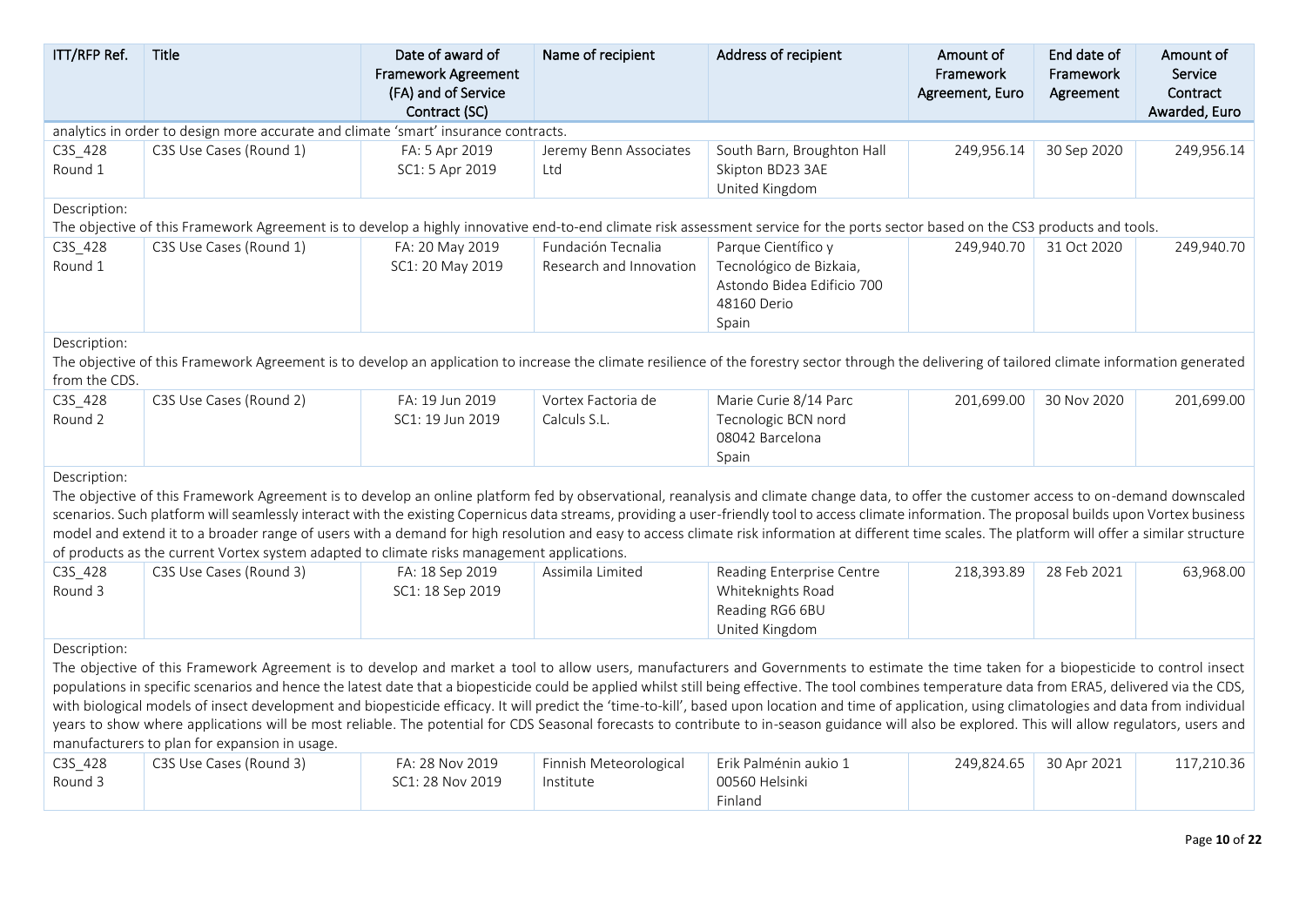| ITT/RFP Ref. | Title | Date of award of Framework Agreement (FA) and of Service Contract (SC) | Name of recipient | Address of recipient | Amount of Framework Agreement, Euro | End date of Framework Agreement | Amount of Service Contract Awarded, Euro |
|---|---|---|---|---|---|---|---|
| analytics in order to design more accurate and climate 'smart' insurance contracts. | | | | | | | |
| C3S_428 Round 1 | C3S Use Cases (Round 1) | FA: 5 Apr 2019<br>SC1: 5 Apr 2019 | Jeremy Benn Associates Ltd | South Barn, Broughton Hall<br>Skipton BD23 3AE<br>United Kingdom | 249,956.14 | 30 Sep 2020 | 249,956.14 |
| Description:<br>The objective of this Framework Agreement is to develop a highly innovative end-to-end climate risk assessment service for the ports sector based on the CS3 products and tools. | | | | | | | |
| C3S_428 Round 1 | C3S Use Cases (Round 1) | FA: 20 May 2019<br>SC1: 20 May 2019 | Fundación Tecnalia Research and Innovation | Parque Científico y Tecnológico de Bizkaia,<br>Astondo Bidea Edificio 700<br>48160 Derio<br>Spain | 249,940.70 | 31 Oct 2020 | 249,940.70 |
| Description:<br>The objective of this Framework Agreement is to develop an application to increase the climate resilience of the forestry sector through the delivering of tailored climate information generated from the CDS. | | | | | | | |
| C3S_428 Round 2 | C3S Use Cases (Round 2) | FA: 19 Jun 2019<br>SC1: 19 Jun 2019 | Vortex Factoria de Calculs S.L. | Marie Curie 8/14 Parc Tecnologic BCN nord<br>08042 Barcelona<br>Spain | 201,699.00 | 30 Nov 2020 | 201,699.00 |
| Description:<br>The objective of this Framework Agreement is to develop an online platform fed by observational, reanalysis and climate change data, to offer the customer access to on-demand downscaled scenarios. Such platform will seamlessly interact with the existing Copernicus data streams, providing a user-friendly tool to access climate information. The proposal builds upon Vortex business model and extend it to a broader range of users with a demand for high resolution and easy to access climate risk information at different time scales. The platform will offer a similar structure of products as the current Vortex system adapted to climate risks management applications. | | | | | | | |
| C3S_428 Round 3 | C3S Use Cases (Round 3) | FA: 18 Sep 2019<br>SC1: 18 Sep 2019 | Assimila Limited | Reading Enterprise Centre<br>Whiteknights Road<br>Reading RG6 6BU<br>United Kingdom | 218,393.89 | 28 Feb 2021 | 63,968.00 |
| Description:<br>The objective of this Framework Agreement is to develop and market a tool to allow users, manufacturers and Governments to estimate the time taken for a biopesticide to control insect populations in specific scenarios and hence the latest date that a biopesticide could be applied whilst still being effective. The tool combines temperature data from ERA5, delivered via the CDS, with biological models of insect development and biopesticide efficacy. It will predict the 'time-to-kill', based upon location and time of application, using climatologies and data from individual years to show where applications will be most reliable. The potential for CDS Seasonal forecasts to contribute to in-season guidance will also be explored. This will allow regulators, users and manufacturers to plan for expansion in usage. | | | | | | | |
| C3S_428 Round 3 | C3S Use Cases (Round 3) | FA: 28 Nov 2019<br>SC1: 28 Nov 2019 | Finnish Meteorological Institute | Erik Palménin aukio 1<br>00560 Helsinki<br>Finland | 249,824.65 | 30 Apr 2021 | 117,210.36 |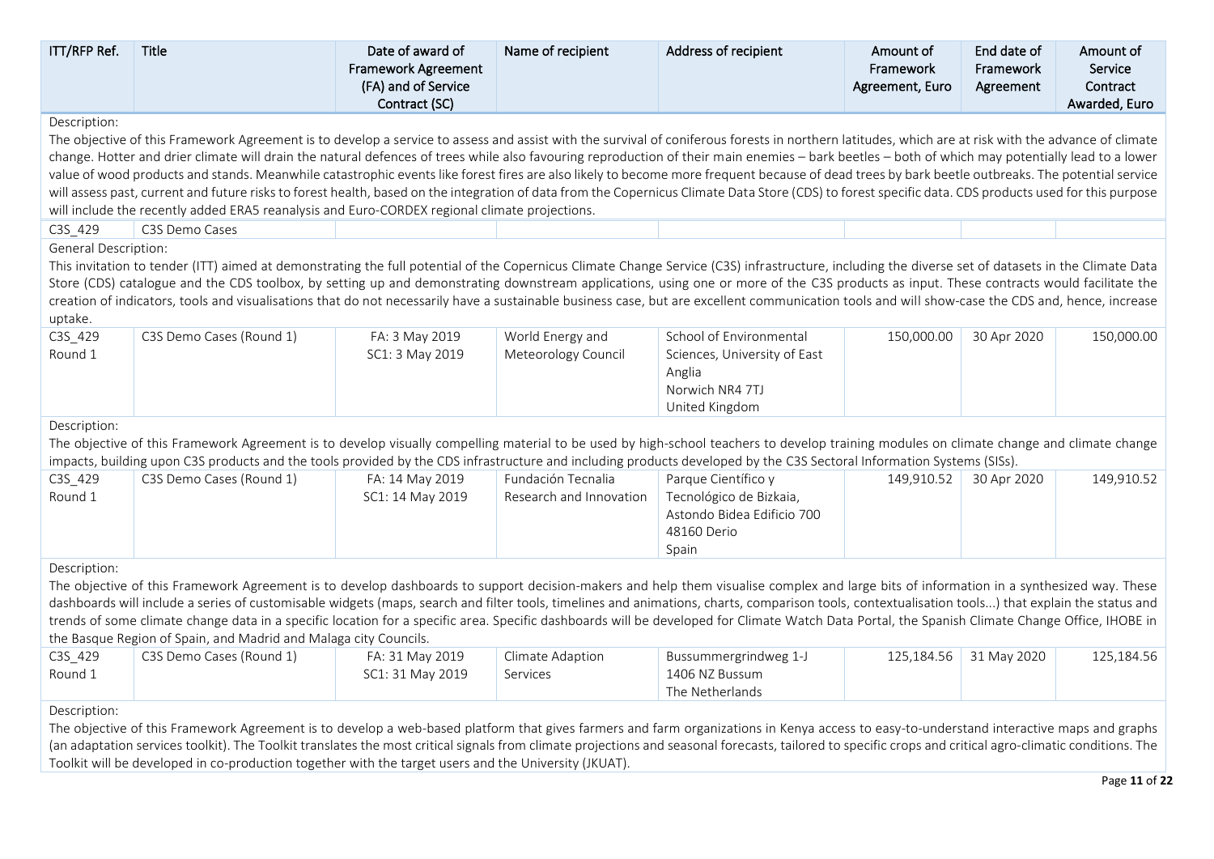| ITT/RFP Ref. | Title | Date of award of Framework Agreement (FA) and of Service Contract (SC) | Name of recipient | Address of recipient | Amount of Framework Agreement, Euro | End date of Framework Agreement | Amount of Service Contract Awarded, Euro |
|---|---|---|---|---|---|---|---|
| Description: The objective of this Framework Agreement is to develop a service to assess and assist with the survival of coniferous forests in northern latitudes, which are at risk with the advance of climate change. Hotter and drier climate will drain the natural defences of trees while also favouring reproduction of their main enemies – bark beetles – both of which may potentially lead to a lower value of wood products and stands. Meanwhile catastrophic events like forest fires are also likely to become more frequent because of dead trees by bark beetle outbreaks. The potential service will assess past, current and future risks to forest health, based on the integration of data from the Copernicus Climate Data Store (CDS) to forest specific data. CDS products used for this purpose will include the recently added ERA5 reanalysis and Euro-CORDEX regional climate projections. | | | | | | | |
| C3S_429 | C3S Demo Cases | | | | | | |
| General Description: This invitation to tender (ITT) aimed at demonstrating the full potential of the Copernicus Climate Change Service (C3S) infrastructure, including the diverse set of datasets in the Climate Data Store (CDS) catalogue and the CDS toolbox, by setting up and demonstrating downstream applications, using one or more of the C3S products as input. These contracts would facilitate the creation of indicators, tools and visualisations that do not necessarily have a sustainable business case, but are excellent communication tools and will show-case the CDS and, hence, increase uptake. | | | | | | | |
| C3S_429 Round 1 | C3S Demo Cases (Round 1) | FA: 3 May 2019 SC1: 3 May 2019 | World Energy and Meteorology Council | School of Environmental Sciences, University of East Anglia Norwich NR4 7TJ United Kingdom | 150,000.00 | 30 Apr 2020 | 150,000.00 |
| Description: The objective of this Framework Agreement is to develop visually compelling material to be used by high-school teachers to develop training modules on climate change and climate change impacts, building upon C3S products and the tools provided by the CDS infrastructure and including products developed by the C3S Sectoral Information Systems (SISs). | | | | | | | |
| C3S_429 Round 1 | C3S Demo Cases (Round 1) | FA: 14 May 2019 SC1: 14 May 2019 | Fundación Tecnalia Research and Innovation | Parque Científico y Tecnológico de Bizkaia, Astondo Bidea Edificio 700 48160 Derio Spain | 149,910.52 | 30 Apr 2020 | 149,910.52 |
| Description: The objective of this Framework Agreement is to develop dashboards to support decision-makers and help them visualise complex and large bits of information in a synthesized way. These dashboards will include a series of customisable widgets (maps, search and filter tools, timelines and animations, charts, comparison tools, contextualisation tools...) that explain the status and trends of some climate change data in a specific location for a specific area. Specific dashboards will be developed for Climate Watch Data Portal, the Spanish Climate Change Office, IHOBE in the Basque Region of Spain, and Madrid and Malaga city Councils. | | | | | | | |
| C3S_429 Round 1 | C3S Demo Cases (Round 1) | FA: 31 May 2019 SC1: 31 May 2019 | Climate Adaption Services | Bussummergrindweg 1-J 1406 NZ Bussum The Netherlands | 125,184.56 | 31 May 2020 | 125,184.56 |
| Description: The objective of this Framework Agreement is to develop a web-based platform that gives farmers and farm organizations in Kenya access to easy-to-understand interactive maps and graphs (an adaptation services toolkit). The Toolkit translates the most critical signals from climate projections and seasonal forecasts, tailored to specific crops and critical agro-climatic conditions. The Toolkit will be developed in co-production together with the target users and the University (JKUAT). | | | | | | | |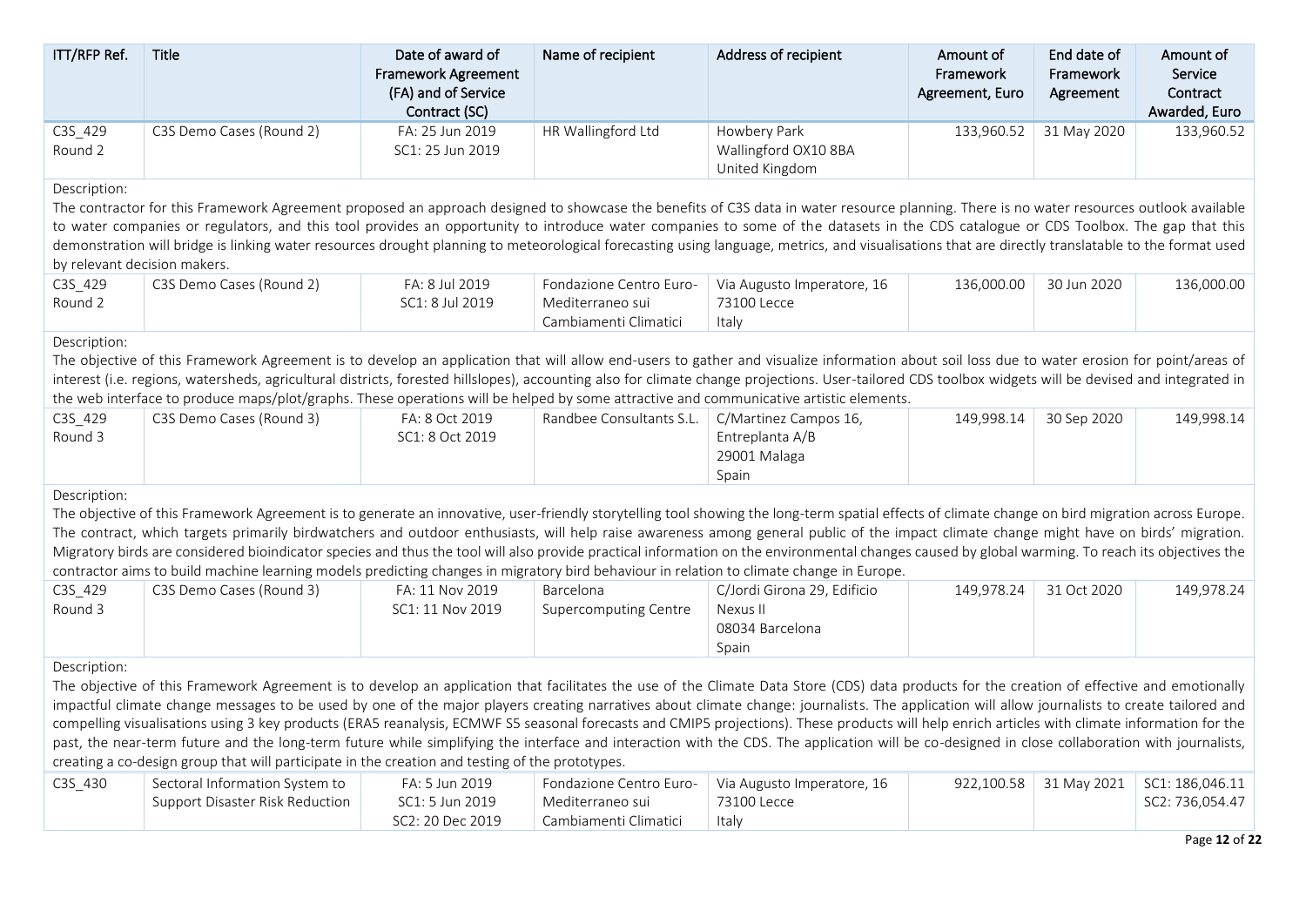| ITT/RFP Ref. | Title | Date of award of Framework Agreement (FA) and of Service Contract (SC) | Name of recipient | Address of recipient | Amount of Framework Agreement, Euro | End date of Framework Agreement | Amount of Service Contract Awarded, Euro |
|---|---|---|---|---|---|---|---|
| C3S_429 Round 2 | C3S Demo Cases (Round 2) | FA: 25 Jun 2019<br>SC1: 25 Jun 2019 | HR Wallingford Ltd | Howbery Park<br>Wallingford OX10 8BA<br>United Kingdom | 133,960.52 | 31 May 2020 | 133,960.52 |
| Description:<br>The contractor for this Framework Agreement proposed an approach designed to showcase the benefits of C3S data in water resource planning. There is no water resources outlook available to water companies or regulators, and this tool provides an opportunity to introduce water companies to some of the datasets in the CDS catalogue or CDS Toolbox. The gap that this demonstration will bridge is linking water resources drought planning to meteorological forecasting using language, metrics, and visualisations that are directly translatable to the format used by relevant decision makers. | | | | | | | |
| C3S_429 Round 2 | C3S Demo Cases (Round 2) | FA: 8 Jul 2019<br>SC1: 8 Jul 2019 | Fondazione Centro Euro-Mediterraneo sui Cambiamenti Climatici | Via Augusto Imperatore, 16<br>73100 Lecce<br>Italy | 136,000.00 | 30 Jun 2020 | 136,000.00 |
| Description:<br>The objective of this Framework Agreement is to develop an application that will allow end-users to gather and visualize information about soil loss due to water erosion for point/areas of interest (i.e. regions, watersheds, agricultural districts, forested hillslopes), accounting also for climate change projections. User-tailored CDS toolbox widgets will be devised and integrated in the web interface to produce maps/plot/graphs. These operations will be helped by some attractive and communicative artistic elements. | | | | | | | |
| C3S_429 Round 3 | C3S Demo Cases (Round 3) | FA: 8 Oct 2019<br>SC1: 8 Oct 2019 | Randbee Consultants S.L. | C/Martinez Campos 16,<br>Entreplanta A/B<br>29001 Malaga<br>Spain | 149,998.14 | 30 Sep 2020 | 149,998.14 |
| Description:<br>The objective of this Framework Agreement is to generate an innovative, user-friendly storytelling tool showing the long-term spatial effects of climate change on bird migration across Europe. The contract, which targets primarily birdwatchers and outdoor enthusiasts, will help raise awareness among general public of the impact climate change might have on birds' migration. Migratory birds are considered bioindicator species and thus the tool will also provide practical information on the environmental changes caused by global warming. To reach its objectives the contractor aims to build machine learning models predicting changes in migratory bird behaviour in relation to climate change in Europe. | | | | | | | |
| C3S_429 Round 3 | C3S Demo Cases (Round 3) | FA: 11 Nov 2019<br>SC1: 11 Nov 2019 | Barcelona Supercomputing Centre | C/Jordi Girona 29, Edificio Nexus II<br>08034 Barcelona<br>Spain | 149,978.24 | 31 Oct 2020 | 149,978.24 |
| Description:<br>The objective of this Framework Agreement is to develop an application that facilitates the use of the Climate Data Store (CDS) data products for the creation of effective and emotionally impactful climate change messages to be used by one of the major players creating narratives about climate change: journalists. The application will allow journalists to create tailored and compelling visualisations using 3 key products (ERA5 reanalysis, ECMWF S5 seasonal forecasts and CMIP5 projections). These products will help enrich articles with climate information for the past, the near-term future and the long-term future while simplifying the interface and interaction with the CDS. The application will be co-designed in close collaboration with journalists, creating a co-design group that will participate in the creation and testing of the prototypes. | | | | | | | |
| C3S_430 | Sectoral Information System to Support Disaster Risk Reduction | FA: 5 Jun 2019<br>SC1: 5 Jun 2019<br>SC2: 20 Dec 2019 | Fondazione Centro Euro-Mediterraneo sui Cambiamenti Climatici | Via Augusto Imperatore, 16<br>73100 Lecce<br>Italy | 922,100.58 | 31 May 2021 | SC1: 186,046.11<br>SC2: 736,054.47 |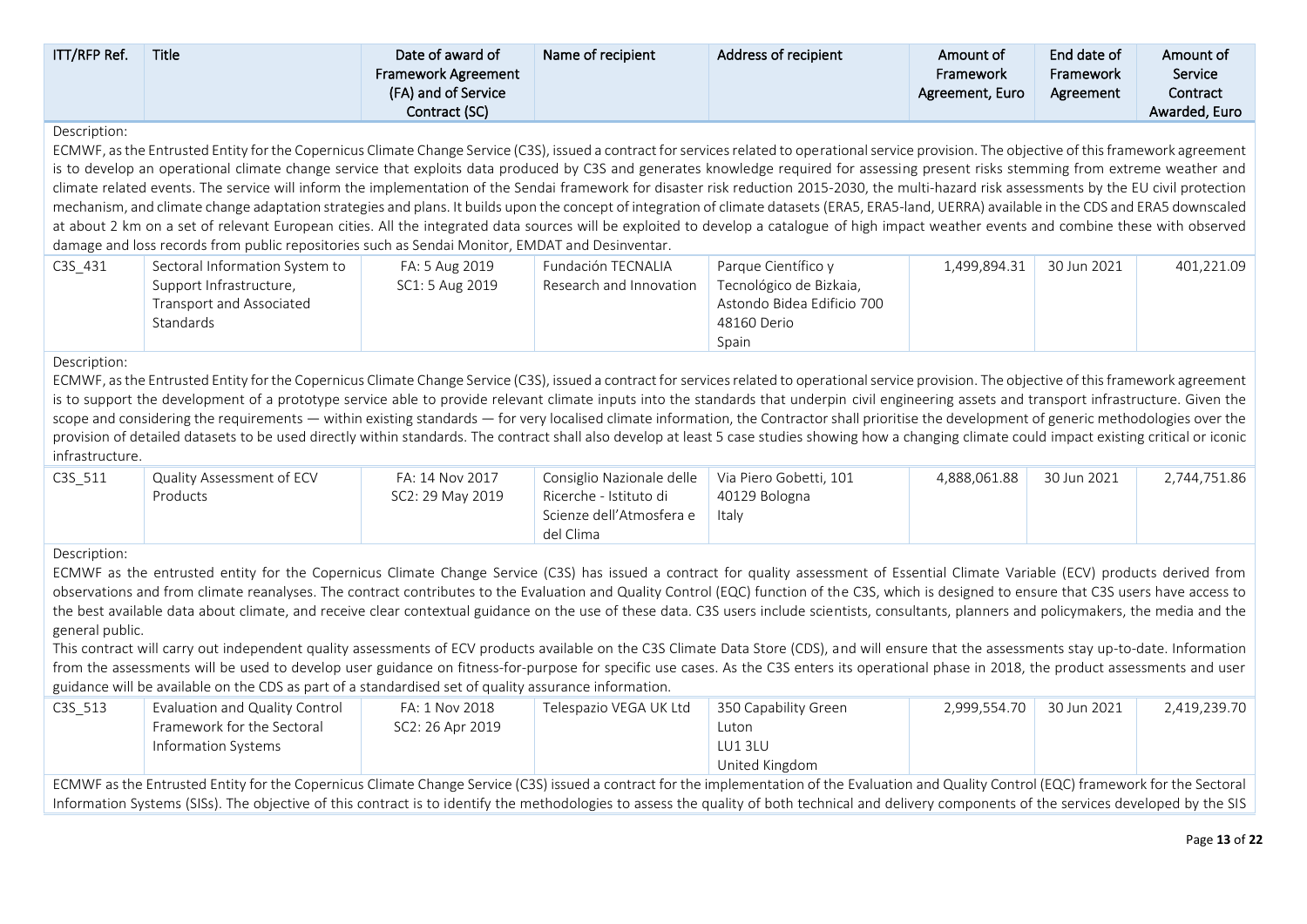| ITT/RFP Ref. | Title | Date of award of Framework Agreement (FA) and of Service Contract (SC) | Name of recipient | Address of recipient | Amount of Framework Agreement, Euro | End date of Framework Agreement | Amount of Service Contract Awarded, Euro |
|---|---|---|---|---|---|---|---|

Description:

ECMWF, as the Entrusted Entity for the Copernicus Climate Change Service (C3S), issued a contract for services related to operational service provision. The objective of this framework agreement is to develop an operational climate change service that exploits data produced by C3S and generates knowledge required for assessing present risks stemming from extreme weather and climate related events. The service will inform the implementation of the Sendai framework for disaster risk reduction 2015-2030, the multi-hazard risk assessments by the EU civil protection mechanism, and climate change adaptation strategies and plans. It builds upon the concept of integration of climate datasets (ERA5, ERA5-land, UERRA) available in the CDS and ERA5 downscaled at about 2 km on a set of relevant European cities. All the integrated data sources will be exploited to develop a catalogue of high impact weather events and combine these with observed damage and loss records from public repositories such as Sendai Monitor, EMDAT and Desinventar.

| ITT/RFP Ref. | Title | Date of award of Framework Agreement (FA) and of Service Contract (SC) | Name of recipient | Address of recipient | Amount of Framework Agreement, Euro | End date of Framework Agreement | Amount of Service Contract Awarded, Euro |
|---|---|---|---|---|---|---|---|
| C3S_431 | Sectoral Information System to Support Infrastructure, Transport and Associated Standards | FA: 5 Aug 2019<br>SC1: 5 Aug 2019 | Fundación TECNALIA Research and Innovation | Parque Científico y Tecnológico de Bizkaia, Astondo Bidea Edificio 700 48160 Derio Spain | 1,499,894.31 | 30 Jun 2021 | 401,221.09 |

Description:

ECMWF, as the Entrusted Entity for the Copernicus Climate Change Service (C3S), issued a contract for services related to operational service provision. The objective of this framework agreement is to support the development of a prototype service able to provide relevant climate inputs into the standards that underpin civil engineering assets and transport infrastructure. Given the scope and considering the requirements — within existing standards — for very localised climate information, the Contractor shall prioritise the development of generic methodologies over the provision of detailed datasets to be used directly within standards. The contract shall also develop at least 5 case studies showing how a changing climate could impact existing critical or iconic infrastructure.

| ITT/RFP Ref. | Title | Date of award of Framework Agreement (FA) and of Service Contract (SC) | Name of recipient | Address of recipient | Amount of Framework Agreement, Euro | End date of Framework Agreement | Amount of Service Contract Awarded, Euro |
|---|---|---|---|---|---|---|---|
| C3S_511 | Quality Assessment of ECV Products | FA: 14 Nov 2017<br>SC2: 29 May 2019 | Consiglio Nazionale delle Ricerche - Istituto di Scienze dell'Atmosfera e del Clima | Via Piero Gobetti, 101 40129 Bologna Italy | 4,888,061.88 | 30 Jun 2021 | 2,744,751.86 |

Description:

ECMWF as the entrusted entity for the Copernicus Climate Change Service (C3S) has issued a contract for quality assessment of Essential Climate Variable (ECV) products derived from observations and from climate reanalyses. The contract contributes to the Evaluation and Quality Control (EQC) function of the C3S, which is designed to ensure that C3S users have access to the best available data about climate, and receive clear contextual guidance on the use of these data. C3S users include scientists, consultants, planners and policymakers, the media and the general public.

This contract will carry out independent quality assessments of ECV products available on the C3S Climate Data Store (CDS), and will ensure that the assessments stay up-to-date. Information from the assessments will be used to develop user guidance on fitness-for-purpose for specific use cases. As the C3S enters its operational phase in 2018, the product assessments and user guidance will be available on the CDS as part of a standardised set of quality assurance information.

| ITT/RFP Ref. | Title | Date of award of Framework Agreement (FA) and of Service Contract (SC) | Name of recipient | Address of recipient | Amount of Framework Agreement, Euro | End date of Framework Agreement | Amount of Service Contract Awarded, Euro |
|---|---|---|---|---|---|---|---|
| C3S_513 | Evaluation and Quality Control Framework for the Sectoral Information Systems | FA: 1 Nov 2018<br>SC2: 26 Apr 2019 | Telespazio VEGA UK Ltd | 350 Capability Green Luton LU1 3LU United Kingdom | 2,999,554.70 | 30 Jun 2021 | 2,419,239.70 |

ECMWF as the Entrusted Entity for the Copernicus Climate Change Service (C3S) issued a contract for the implementation of the Evaluation and Quality Control (EQC) framework for the Sectoral Information Systems (SISs). The objective of this contract is to identify the methodologies to assess the quality of both technical and delivery components of the services developed by the SIS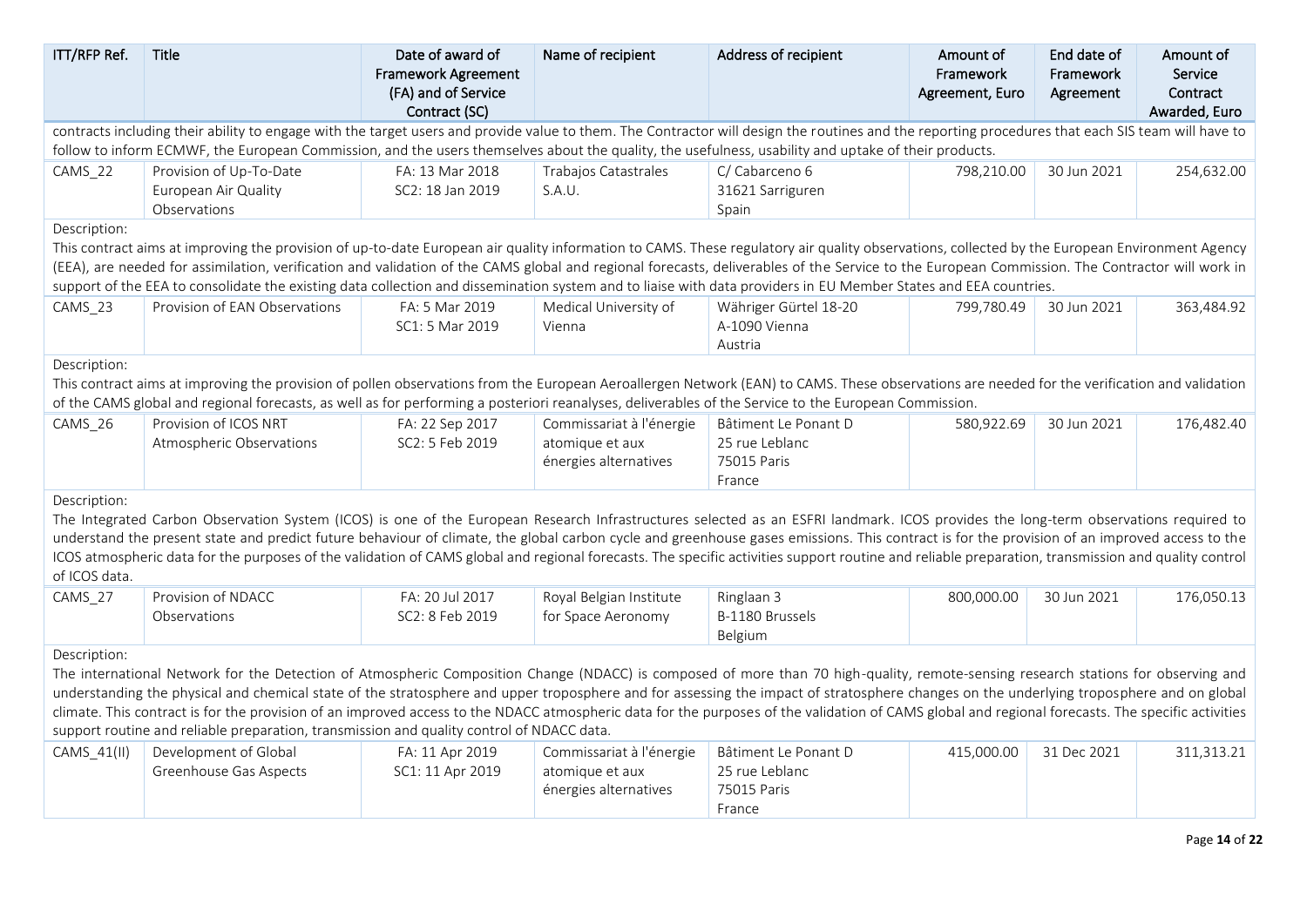| ITT/RFP Ref. | Title | Date of award of Framework Agreement (FA) and of Service Contract (SC) | Name of recipient | Address of recipient | Amount of Framework Agreement, Euro | End date of Framework Agreement | Amount of Service Contract Awarded, Euro |
|---|---|---|---|---|---|---|---|
| contracts including their ability to engage with the target users and provide value to them. The Contractor will design the routines and the reporting procedures that each SIS team will have to follow to inform ECMWF, the European Commission, and the users themselves about the quality, the usefulness, usability and uptake of their products. | | | | | | | |
| CAMS_22 | Provision of Up-To-Date European Air Quality Observations | FA: 13 Mar 2018<br>SC2: 18 Jan 2019 | Trabajos Catastrales S.A.U. | C/ Cabarceno 6<br>31621 Sarriguren<br>Spain | 798,210.00 | 30 Jun 2021 | 254,632.00 |
| Description:<br>This contract aims at improving the provision of up-to-date European air quality information to CAMS. These regulatory air quality observations, collected by the European Environment Agency (EEA), are needed for assimilation, verification and validation of the CAMS global and regional forecasts, deliverables of the Service to the European Commission. The Contractor will work in support of the EEA to consolidate the existing data collection and dissemination system and to liaise with data providers in EU Member States and EEA countries. | | | | | | | |
| CAMS_23 | Provision of EAN Observations | FA: 5 Mar 2019<br>SC1: 5 Mar 2019 | Medical University of Vienna | Währiger Gürtel 18-20<br>A-1090 Vienna<br>Austria | 799,780.49 | 30 Jun 2021 | 363,484.92 |
| Description:<br>This contract aims at improving the provision of pollen observations from the European Aeroallergen Network (EAN) to CAMS. These observations are needed for the verification and validation of the CAMS global and regional forecasts, as well as for performing a posteriori reanalyses, deliverables of the Service to the European Commission. | | | | | | | |
| CAMS_26 | Provision of ICOS NRT Atmospheric Observations | FA: 22 Sep 2017<br>SC2: 5 Feb 2019 | Commissariat à l'énergie atomique et aux énergies alternatives | Bâtiment Le Ponant D<br>25 rue Leblanc<br>75015 Paris<br>France | 580,922.69 | 30 Jun 2021 | 176,482.40 |
| Description:<br>The Integrated Carbon Observation System (ICOS) is one of the European Research Infrastructures selected as an ESFRI landmark. ICOS provides the long-term observations required to understand the present state and predict future behaviour of climate, the global carbon cycle and greenhouse gases emissions. This contract is for the provision of an improved access to the ICOS atmospheric data for the purposes of the validation of CAMS global and regional forecasts. The specific activities support routine and reliable preparation, transmission and quality control of ICOS data. | | | | | | | |
| CAMS_27 | Provision of NDACC Observations | FA: 20 Jul 2017<br>SC2: 8 Feb 2019 | Royal Belgian Institute for Space Aeronomy | Ringlaan 3<br>B-1180 Brussels<br>Belgium | 800,000.00 | 30 Jun 2021 | 176,050.13 |
| Description:<br>The international Network for the Detection of Atmospheric Composition Change (NDACC) is composed of more than 70 high-quality, remote-sensing research stations for observing and understanding the physical and chemical state of the stratosphere and upper troposphere and for assessing the impact of stratosphere changes on the underlying troposphere and on global climate. This contract is for the provision of an improved access to the NDACC atmospheric data for the purposes of the validation of CAMS global and regional forecasts. The specific activities support routine and reliable preparation, transmission and quality control of NDACC data. | | | | | | | |
| CAMS_41(II) | Development of Global Greenhouse Gas Aspects | FA: 11 Apr 2019<br>SC1: 11 Apr 2019 | Commissariat à l'énergie atomique et aux énergies alternatives | Bâtiment Le Ponant D<br>25 rue Leblanc<br>75015 Paris<br>France | 415,000.00 | 31 Dec 2021 | 311,313.21 |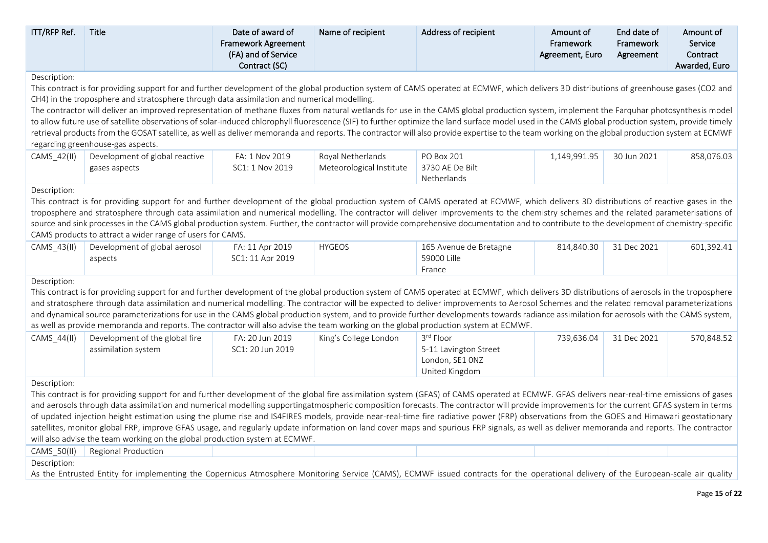| ITT/RFP Ref. | Title | Date of award of Framework Agreement (FA) and of Service Contract (SC) | Name of recipient | Address of recipient | Amount of Framework Agreement, Euro | End date of Framework Agreement | Amount of Service Contract Awarded, Euro |
|---|---|---|---|---|---|---|---|
| Description: This contract is for providing support for and further development of the global production system of CAMS operated at ECMWF, which delivers 3D distributions of greenhouse gases (CO2 and CH4) in the troposphere and stratosphere through data assimilation and numerical modelling. The contractor will deliver an improved representation of methane fluxes from natural wetlands for use in the CAMS global production system, implement the Farquhar photosynthesis model to allow future use of satellite observations of solar-induced chlorophyll fluorescence (SIF) to further optimize the land surface model used in the CAMS global production system, provide timely retrieval products from the GOSAT satellite, as well as deliver memoranda and reports. The contractor will also provide expertise to the team working on the global production system at ECMWF regarding greenhouse-gas aspects. | | | | | | | |
| CAMS_42(II) | Development of global reactive gases aspects | FA: 1 Nov 2019<br>SC1: 1 Nov 2019 | Royal Netherlands Meteorological Institute | PO Box 201<br>3730 AE De Bilt<br>Netherlands | 1,149,991.95 | 30 Jun 2021 | 858,076.03 |
| Description: This contract is for providing support for and further development of the global production system of CAMS operated at ECMWF, which delivers 3D distributions of reactive gases in the troposphere and stratosphere through data assimilation and numerical modelling. The contractor will deliver improvements to the chemistry schemes and the related parameterisations of source and sink processes in the CAMS global production system. Further, the contractor will provide comprehensive documentation and to contribute to the development of chemistry-specific CAMS products to attract a wider range of users for CAMS. | | | | | | | |
| CAMS_43(II) | Development of global aerosol aspects | FA: 11 Apr 2019<br>SC1: 11 Apr 2019 | HYGEOS | 165 Avenue de Bretagne<br>59000 Lille<br>France | 814,840.30 | 31 Dec 2021 | 601,392.41 |
| Description: This contract is for providing support for and further development of the global production system of CAMS operated at ECMWF, which delivers 3D distributions of aerosols in the troposphere and stratosphere through data assimilation and numerical modelling. The contractor will be expected to deliver improvements to Aerosol Schemes and the related removal parameterizations and dynamical source parameterizations for use in the CAMS global production system, and to provide further developments towards radiance assimilation for aerosols with the CAMS system, as well as provide memoranda and reports. The contractor will also advise the team working on the global production system at ECMWF. | | | | | | | |
| CAMS_44(II) | Development of the global fire assimilation system | FA: 20 Jun 2019<br>SC1: 20 Jun 2019 | King's College London | 3rd Floor<br>5-11 Lavington Street<br>London, SE1 0NZ<br>United Kingdom | 739,636.04 | 31 Dec 2021 | 570,848.52 |
| Description: This contract is for providing support for and further development of the global fire assimilation system (GFAS) of CAMS operated at ECMWF. GFAS delivers near-real-time emissions of gases and aerosols through data assimilation and numerical modelling supportingatmospheric composition forecasts. The contractor will provide improvements for the current GFAS system in terms of updated injection height estimation using the plume rise and IS4FIRES models, provide near-real-time fire radiative power (FRP) observations from the GOES and Himawari geostationary satellites, monitor global FRP, improve GFAS usage, and regularly update information on land cover maps and spurious FRP signals, as well as deliver memoranda and reports. The contractor will also advise the team working on the global production system at ECMWF. | | | | | | | |
| CAMS_50(II) | Regional Production | | | | | | |
| Description: As the Entrusted Entity for implementing the Copernicus Atmosphere Monitoring Service (CAMS), ECMWF issued contracts for the operational delivery of the European-scale air quality | | | | | | | |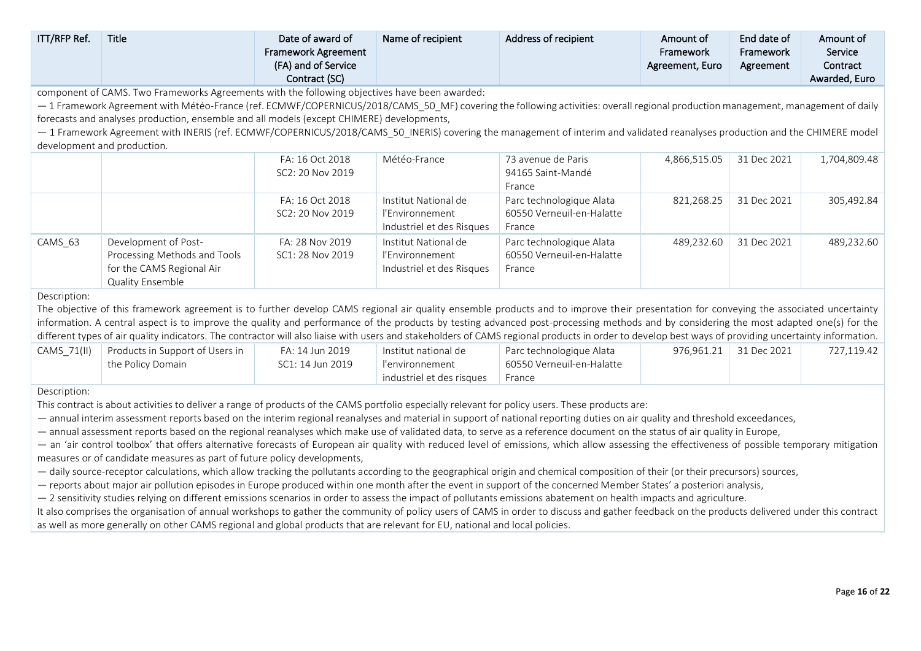| ITT/RFP Ref. | Title | Date of award of Framework Agreement (FA) and of Service Contract (SC) | Name of recipient | Address of recipient | Amount of Framework Agreement, Euro | End date of Framework Agreement | Amount of Service Contract Awarded, Euro |
|---|---|---|---|---|---|---|---|
| component of CAMS. Two Frameworks Agreements with the following objectives have been awarded:<br>— 1 Framework Agreement with Météo-France (ref. ECMWF/COPERNICUS/2018/CAMS_50_MF) covering the following activities: overall regional production management, management of daily forecasts and analyses production, ensemble and all models (except CHIMERE) developments,<br>— 1 Framework Agreement with INERIS (ref. ECMWF/COPERNICUS/2018/CAMS_50_INERIS) covering the management of interim and validated reanalyses production and the CHIMERE model development and production. | | | | | | | |
| | | FA: 16 Oct 2018<br>SC2: 20 Nov 2019 | Météo-France | 73 avenue de Paris<br>94165 Saint-Mandé<br>France | 4,866,515.05 | 31 Dec 2021 | 1,704,809.48 |
| | | FA: 16 Oct 2018<br>SC2: 20 Nov 2019 | Institut National de l'Environnement Industriel et des Risques | Parc technologique Alata<br>60550 Verneuil-en-Halatte<br>France | 821,268.25 | 31 Dec 2021 | 305,492.84 |
| CAMS_63 | Development of Post-Processing Methods and Tools for the CAMS Regional Air Quality Ensemble | FA: 28 Nov 2019<br>SC1: 28 Nov 2019 | Institut National de l'Environnement Industriel et des Risques | Parc technologique Alata<br>60550 Verneuil-en-Halatte<br>France | 489,232.60 | 31 Dec 2021 | 489,232.60 |
| Description:<br>The objective of this framework agreement is to further develop CAMS regional air quality ensemble products and to improve their presentation for conveying the associated uncertainty information. A central aspect is to improve the quality and performance of the products by testing advanced post-processing methods and by considering the most adapted one(s) for the different types of air quality indicators. The contractor will also liaise with users and stakeholders of CAMS regional products in order to develop best ways of providing uncertainty information. | | | | | | | |
| CAMS_71(II) | Products in Support of Users in the Policy Domain | FA: 14 Jun 2019<br>SC1: 14 Jun 2019 | Institut national de l'environnement industriel et des risques | Parc technologique Alata<br>60550 Verneuil-en-Halatte<br>France | 976,961.21 | 31 Dec 2021 | 727,119.42 |
| Description:<br>This contract is about activities to deliver a range of products of the CAMS portfolio especially relevant for policy users. These products are:<br>— annual interim assessment reports based on the interim regional reanalyses and material in support of national reporting duties on air quality and threshold exceedances,<br>— annual assessment reports based on the regional reanalyses which make use of validated data, to serve as a reference document on the status of air quality in Europe,<br>— an 'air control toolbox' that offers alternative forecasts of European air quality with reduced level of emissions, which allow assessing the effectiveness of possible temporary mitigation measures or of candidate measures as part of future policy developments,<br>— daily source-receptor calculations, which allow tracking the pollutants according to the geographical origin and chemical composition of their (or their precursors) sources,<br>— reports about major air pollution episodes in Europe produced within one month after the event in support of the concerned Member States' a posteriori analysis,<br>— 2 sensitivity studies relying on different emissions scenarios in order to assess the impact of pollutants emissions abatement on health impacts and agriculture.<br>It also comprises the organisation of annual workshops to gather the community of policy users of CAMS in order to discuss and gather feedback on the products delivered under this contract as well as more generally on other CAMS regional and global products that are relevant for EU, national and local policies. | | | | | | | |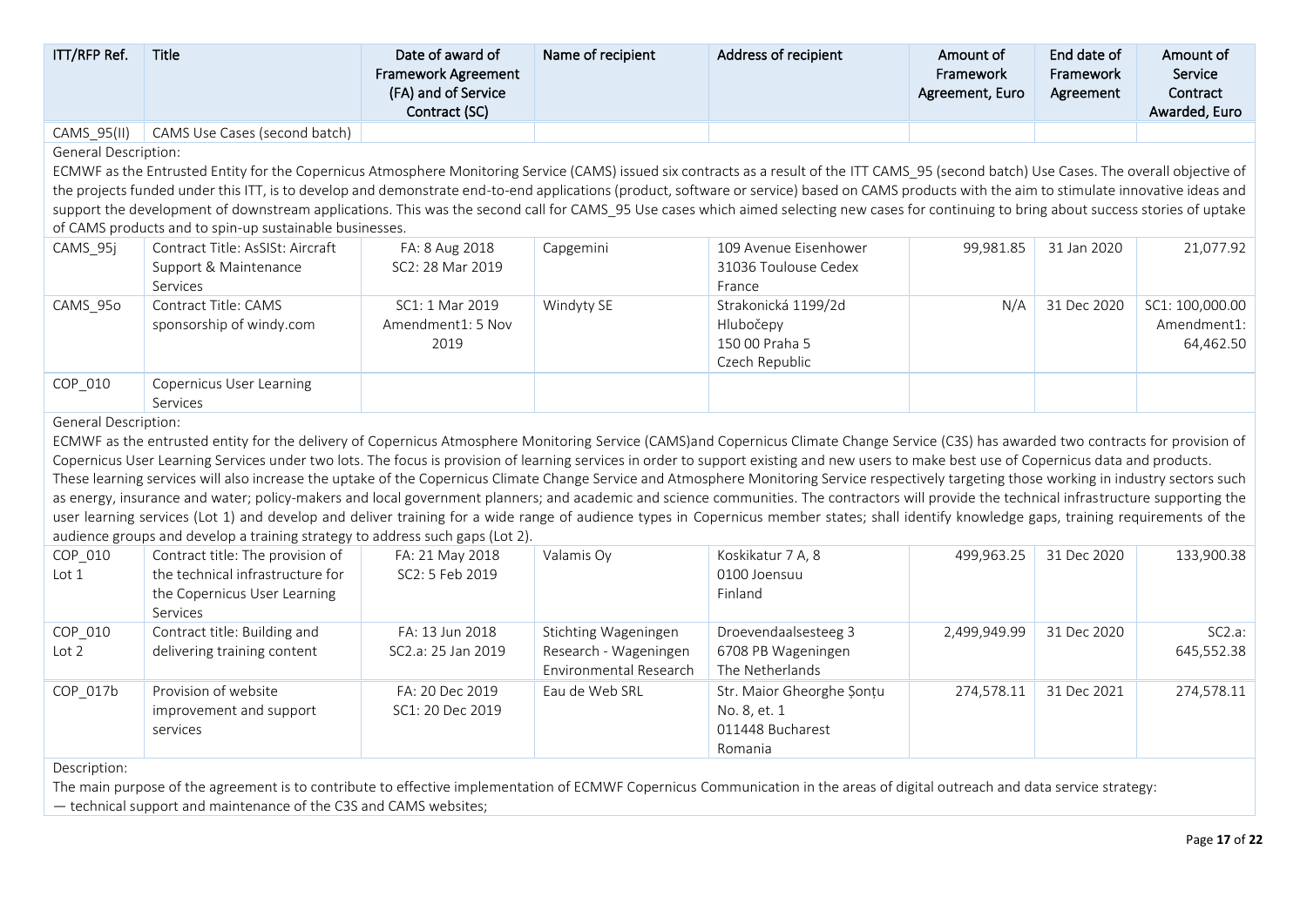| ITT/RFP Ref. | Title | Date of award of Framework Agreement (FA) and of Service Contract (SC) | Name of recipient | Address of recipient | Amount of Framework Agreement, Euro | End date of Framework Agreement | Amount of Service Contract Awarded, Euro |
|---|---|---|---|---|---|---|---|
| CAMS_95(II) | CAMS Use Cases (second batch) | | | | | | |
| General Description: ECMWF as the Entrusted Entity for the Copernicus Atmosphere Monitoring Service (CAMS) issued six contracts as a result of the ITT CAMS_95 (second batch) Use Cases. The overall objective of the projects funded under this ITT, is to develop and demonstrate end-to-end applications (product, software or service) based on CAMS products with the aim to stimulate innovative ideas and support the development of downstream applications. This was the second call for CAMS_95 Use cases which aimed selecting new cases for continuing to bring about success stories of uptake of CAMS products and to spin-up sustainable businesses. | | | | | | | |
| CAMS_95j | Contract Title: AsSISt: Aircraft Support & Maintenance Services | FA: 8 Aug 2018<br>SC2: 28 Mar 2019 | Capgemini | 109 Avenue Eisenhower<br>31036 Toulouse Cedex<br>France | 99,981.85 | 31 Jan 2020 | 21,077.92 |
| CAMS_95o | Contract Title: CAMS sponsorship of windy.com | SC1: 1 Mar 2019<br>Amendment1: 5 Nov 2019 | Windyty SE | Strakonická 1199/2d<br>Hlubočepy<br>150 00 Praha 5<br>Czech Republic | N/A | 31 Dec 2020 | SC1: 100,000.00<br>Amendment1: 64,462.50 |
| COP_010 | Copernicus User Learning Services | | | | | | |
| General Description: ECMWF as the entrusted entity for the delivery of Copernicus Atmosphere Monitoring Service (CAMS)and Copernicus Climate Change Service (C3S) has awarded two contracts for provision of Copernicus User Learning Services under two lots. The focus is provision of learning services in order to support existing and new users to make best use of Copernicus data and products. These learning services will also increase the uptake of the Copernicus Climate Change Service and Atmosphere Monitoring Service respectively targeting those working in industry sectors such as energy, insurance and water; policy-makers and local government planners; and academic and science communities. The contractors will provide the technical infrastructure supporting the user learning services (Lot 1) and develop and deliver training for a wide range of audience types in Copernicus member states; shall identify knowledge gaps, training requirements of the audience groups and develop a training strategy to address such gaps (Lot 2). | | | | | | | |
| COP_010<br>Lot 1 | Contract title: The provision of the technical infrastructure for the Copernicus User Learning Services | FA: 21 May 2018<br>SC2: 5 Feb 2019 | Valamis Oy | Koskikatur 7 A, 8<br>0100 Joensuu<br>Finland | 499,963.25 | 31 Dec 2020 | 133,900.38 |
| COP_010<br>Lot 2 | Contract title: Building and delivering training content | FA: 13 Jun 2018<br>SC2.a: 25 Jan 2019 | Stichting Wageningen Research - Wageningen Environmental Research | Droevendaalsesteeg 3<br>6708 PB Wageningen<br>The Netherlands | 2,499,949.99 | 31 Dec 2020 | SC2.a: 645,552.38 |
| COP_017b | Provision of website improvement and support services | FA: 20 Dec 2019<br>SC1: 20 Dec 2019 | Eau de Web SRL | Str. Maior Gheorghe Şonţu<br>No. 8, et. 1<br>011448 Bucharest<br>Romania | 274,578.11 | 31 Dec 2021 | 274,578.11 |
| Description: The main purpose of the agreement is to contribute to effective implementation of ECMWF Copernicus Communication in the areas of digital outreach and data service strategy:<br>— technical support and maintenance of the C3S and CAMS websites; | | | | | | | |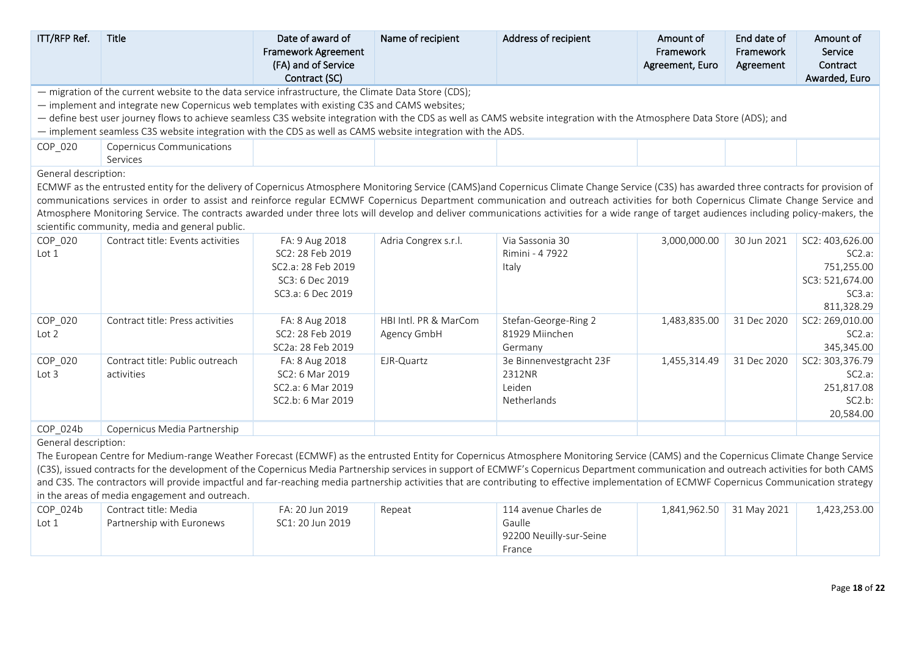| ITT/RFP Ref. | Title | Date of award of Framework Agreement (FA) and of Service Contract (SC) | Name of recipient | Address of recipient | Amount of Framework Agreement, Euro | End date of Framework Agreement | Amount of Service Contract Awarded, Euro |
|---|---|---|---|---|---|---|---|
| — migration of the current website to the data service infrastructure, the Climate Data Store (CDS);<br>— implement and integrate new Copernicus web templates with existing C3S and CAMS websites;<br>— define best user journey flows to achieve seamless C3S website integration with the CDS as well as CAMS website integration with the Atmosphere Data Store (ADS); and<br>— implement seamless C3S website integration with the CDS as well as CAMS website integration with the ADS. | | | | | | | |
| COP_020 | Copernicus Communications Services | | | | | | |
| General description:<br>ECMWF as the entrusted entity for the delivery of Copernicus Atmosphere Monitoring Service (CAMS)and Copernicus Climate Change Service (C3S) has awarded three contracts for provision of communications services in order to assist and reinforce regular ECMWF Copernicus Department communication and outreach activities for both Copernicus Climate Change Service and Atmosphere Monitoring Service. The contracts awarded under three lots will develop and deliver communications activities for a wide range of target audiences including policy-makers, the scientific community, media and general public. | | | | | | | |
| COP_020 Lot 1 | Contract title: Events activities | FA: 9 Aug 2018<br>SC2: 28 Feb 2019<br>SC2.a: 28 Feb 2019<br>SC3: 6 Dec 2019<br>SC3.a: 6 Dec 2019 | Adria Congrex s.r.l. | Via Sassonia 30<br>Rimini - 4 7922<br>Italy | 3,000,000.00 | 30 Jun 2021 | SC2: 403,626.00<br>SC2.a: 751,255.00<br>SC3: 521,674.00<br>SC3.a: 811,328.29 |
| COP_020 Lot 2 | Contract title: Press activities | FA: 8 Aug 2018<br>SC2: 28 Feb 2019<br>SC2a: 28 Feb 2019 | HBI Intl. PR & MarCom Agency GmbH | Stefan-George-Ring 2<br>81929 Miinchen<br>Germany | 1,483,835.00 | 31 Dec 2020 | SC2: 269,010.00<br>SC2.a: 345,345.00 |
| COP_020 Lot 3 | Contract title: Public outreach activities | FA: 8 Aug 2018<br>SC2: 6 Mar 2019<br>SC2.a: 6 Mar 2019<br>SC2.b: 6 Mar 2019 | EJR-Quartz | 3e Binnenvestgracht 23F<br>2312NR<br>Leiden<br>Netherlands | 1,455,314.49 | 31 Dec 2020 | SC2: 303,376.79<br>SC2.a: 251,817.08<br>SC2.b: 20,584.00 |
| COP_024b | Copernicus Media Partnership | | | | | | |
| General description:<br>The European Centre for Medium-range Weather Forecast (ECMWF) as the entrusted Entity for Copernicus Atmosphere Monitoring Service (CAMS) and the Copernicus Climate Change Service (C3S), issued contracts for the development of the Copernicus Media Partnership services in support of ECMWF's Copernicus Department communication and outreach activities for both CAMS and C3S. The contractors will provide impactful and far-reaching media partnership activities that are contributing to effective implementation of ECMWF Copernicus Communication strategy in the areas of media engagement and outreach. | | | | | | | |
| COP_024b Lot 1 | Contract title: Media Partnership with Euronews | FA: 20 Jun 2019<br>SC1: 20 Jun 2019 | Repeat | 114 avenue Charles de Gaulle<br>92200 Neuilly-sur-Seine<br>France | 1,841,962.50 | 31 May 2021 | 1,423,253.00 |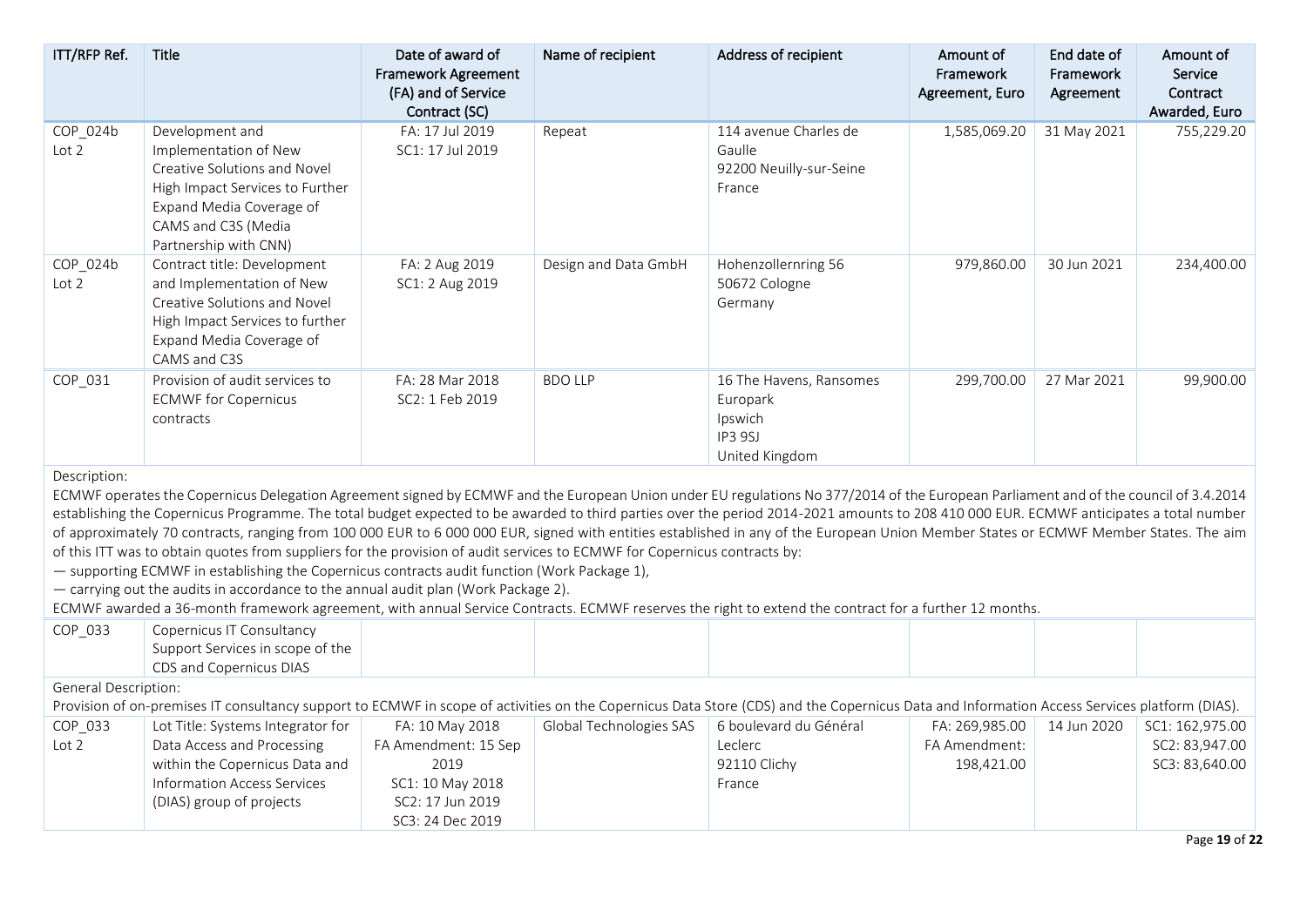| ITT/RFP Ref. | Title | Date of award of Framework Agreement (FA) and of Service Contract (SC) | Name of recipient | Address of recipient | Amount of Framework Agreement, Euro | End date of Framework Agreement | Amount of Service Contract Awarded, Euro |
|---|---|---|---|---|---|---|---|
| COP_024b Lot 2 | Development and Implementation of New Creative Solutions and Novel High Impact Services to Further Expand Media Coverage of CAMS and C3S (Media Partnership with CNN) | FA: 17 Jul 2019 SC1: 17 Jul 2019 | Repeat | 114 avenue Charles de Gaulle 92200 Neuilly-sur-Seine France | 1,585,069.20 | 31 May 2021 | 755,229.20 |
| COP_024b Lot 2 | Contract title: Development and Implementation of New Creative Solutions and Novel High Impact Services to further Expand Media Coverage of CAMS and C3S | FA: 2 Aug 2019 SC1: 2 Aug 2019 | Design and Data GmbH | Hohenzollernring 56 50672 Cologne Germany | 979,860.00 | 30 Jun 2021 | 234,400.00 |
| COP_031 | Provision of audit services to ECMWF for Copernicus contracts | FA: 28 Mar 2018 SC2: 1 Feb 2019 | BDO LLP | 16 The Havens, Ransomes Europark Ipswich IP3 9SJ United Kingdom | 299,700.00 | 27 Mar 2021 | 99,900.00 |

Description:

ECMWF operates the Copernicus Delegation Agreement signed by ECMWF and the European Union under EU regulations No 377/2014 of the European Parliament and of the council of 3.4.2014 establishing the Copernicus Programme. The total budget expected to be awarded to third parties over the period 2014-2021 amounts to 208 410 000 EUR. ECMWF anticipates a total number of approximately 70 contracts, ranging from 100 000 EUR to 6 000 000 EUR, signed with entities established in any of the European Union Member States or ECMWF Member States. The aim of this ITT was to obtain quotes from suppliers for the provision of audit services to ECMWF for Copernicus contracts by:

— supporting ECMWF in establishing the Copernicus contracts audit function (Work Package 1),
— carrying out the audits in accordance to the annual audit plan (Work Package 2).

ECMWF awarded a 36-month framework agreement, with annual Service Contracts. ECMWF reserves the right to extend the contract for a further 12 months.

| ITT/RFP Ref. | Title | Date of award of Framework Agreement (FA) and of Service Contract (SC) | Name of recipient | Address of recipient | Amount of Framework Agreement, Euro | End date of Framework Agreement | Amount of Service Contract Awarded, Euro |
|---|---|---|---|---|---|---|---|
| COP_033 | Copernicus IT Consultancy Support Services in scope of the CDS and Copernicus DIAS | | | | | | |

General Description:

Provision of on-premises IT consultancy support to ECMWF in scope of activities on the Copernicus Data Store (CDS) and the Copernicus Data and Information Access Services platform (DIAS).

| ITT/RFP Ref. | Title | Date of award of Framework Agreement (FA) and of Service Contract (SC) | Name of recipient | Address of recipient | Amount of Framework Agreement, Euro | End date of Framework Agreement | Amount of Service Contract Awarded, Euro |
|---|---|---|---|---|---|---|---|
| COP_033 Lot 2 | Lot Title: Systems Integrator for Data Access and Processing within the Copernicus Data and Information Access Services (DIAS) group of projects | FA: 10 May 2018 FA Amendment: 15 Sep 2019 SC1: 10 May 2018 SC2: 17 Jun 2019 SC3: 24 Dec 2019 | Global Technologies SAS | 6 boulevard du Général Leclerc 92110 Clichy France | FA: 269,985.00 FA Amendment: 198,421.00 | 14 Jun 2020 | SC1: 162,975.00 SC2: 83,947.00 SC3: 83,640.00 |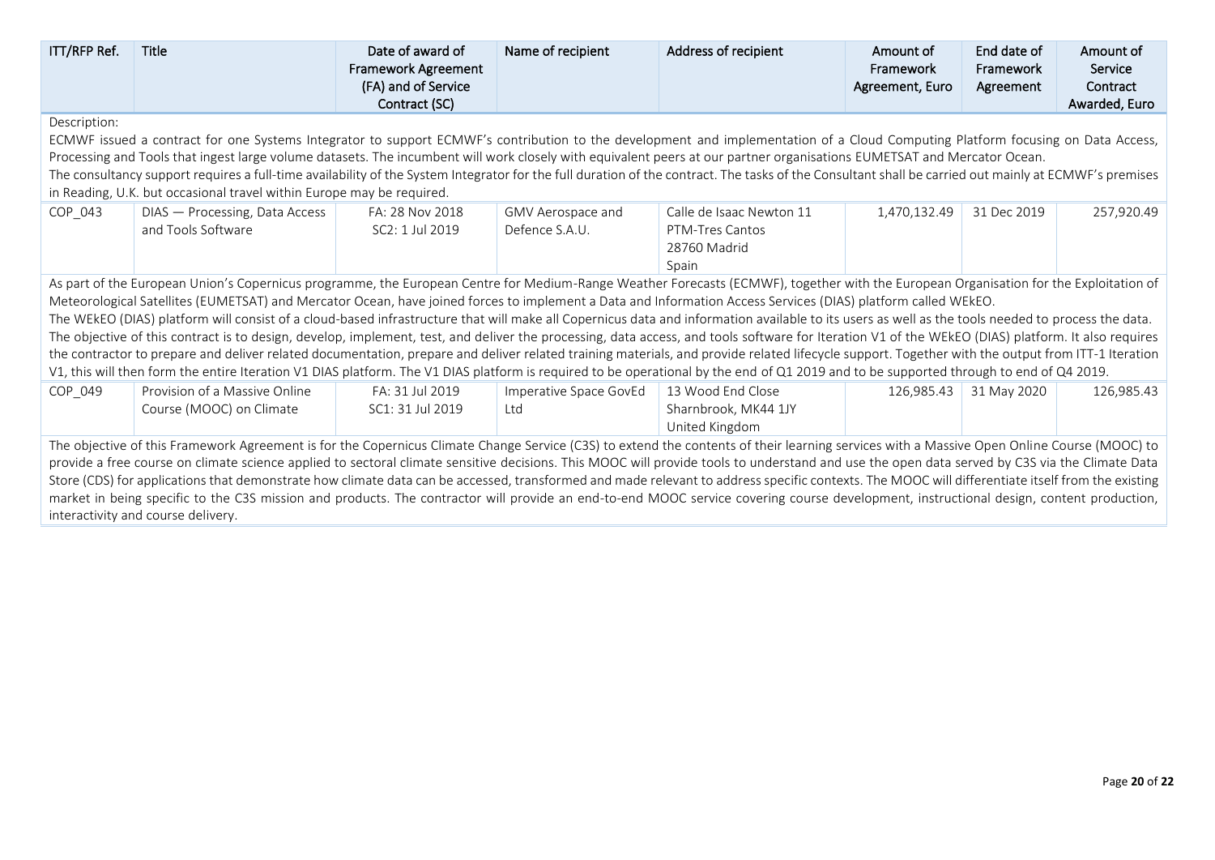| ITT/RFP Ref. | Title | Date of award of Framework Agreement (FA) and of Service Contract (SC) | Name of recipient | Address of recipient | Amount of Framework Agreement, Euro | End date of Framework Agreement | Amount of Service Contract Awarded, Euro |
|---|---|---|---|---|---|---|---|
| Description: ECMWF issued a contract for one Systems Integrator to support ECMWF's contribution to the development and implementation of a Cloud Computing Platform focusing on Data Access, Processing and Tools that ingest large volume datasets. The incumbent will work closely with equivalent peers at our partner organisations EUMETSAT and Mercator Ocean. The consultancy support requires a full-time availability of the System Integrator for the full duration of the contract. The tasks of the Consultant shall be carried out mainly at ECMWF's premises in Reading, U.K. but occasional travel within Europe may be required. | | | | | | | |
| COP_043 | DIAS — Processing, Data Access and Tools Software | FA: 28 Nov 2018 SC2: 1 Jul 2019 | GMV Aerospace and Defence S.A.U. | Calle de Isaac Newton 11 PTM-Tres Cantos 28760 Madrid Spain | 1,470,132.49 | 31 Dec 2019 | 257,920.49 |
| As part of the European Union's Copernicus programme, the European Centre for Medium-Range Weather Forecasts (ECMWF), together with the European Organisation for the Exploitation of Meteorological Satellites (EUMETSAT) and Mercator Ocean, have joined forces to implement a Data and Information Access Services (DIAS) platform called WEkEO. The WEkEO (DIAS) platform will consist of a cloud-based infrastructure that will make all Copernicus data and information available to its users as well as the tools needed to process the data. The objective of this contract is to design, develop, implement, test, and deliver the processing, data access, and tools software for Iteration V1 of the WEkEO (DIAS) platform. It also requires the contractor to prepare and deliver related documentation, prepare and deliver related training materials, and provide related lifecycle support. Together with the output from ITT-1 Iteration V1, this will then form the entire Iteration V1 DIAS platform. The V1 DIAS platform is required to be operational by the end of Q1 2019 and to be supported through to end of Q4 2019. | | | | | | | |
| COP_049 | Provision of a Massive Online Course (MOOC) on Climate | FA: 31 Jul 2019 SC1: 31 Jul 2019 | Imperative Space GovEd Ltd | 13 Wood End Close Sharnbrook, MK44 1JY United Kingdom | 126,985.43 | 31 May 2020 | 126,985.43 |
| The objective of this Framework Agreement is for the Copernicus Climate Change Service (C3S) to extend the contents of their learning services with a Massive Open Online Course (MOOC) to provide a free course on climate science applied to sectoral climate sensitive decisions. This MOOC will provide tools to understand and use the open data served by C3S via the Climate Data Store (CDS) for applications that demonstrate how climate data can be accessed, transformed and made relevant to address specific contexts. The MOOC will differentiate itself from the existing market in being specific to the C3S mission and products. The contractor will provide an end-to-end MOOC service covering course development, instructional design, content production, interactivity and course delivery. | | | | | | | |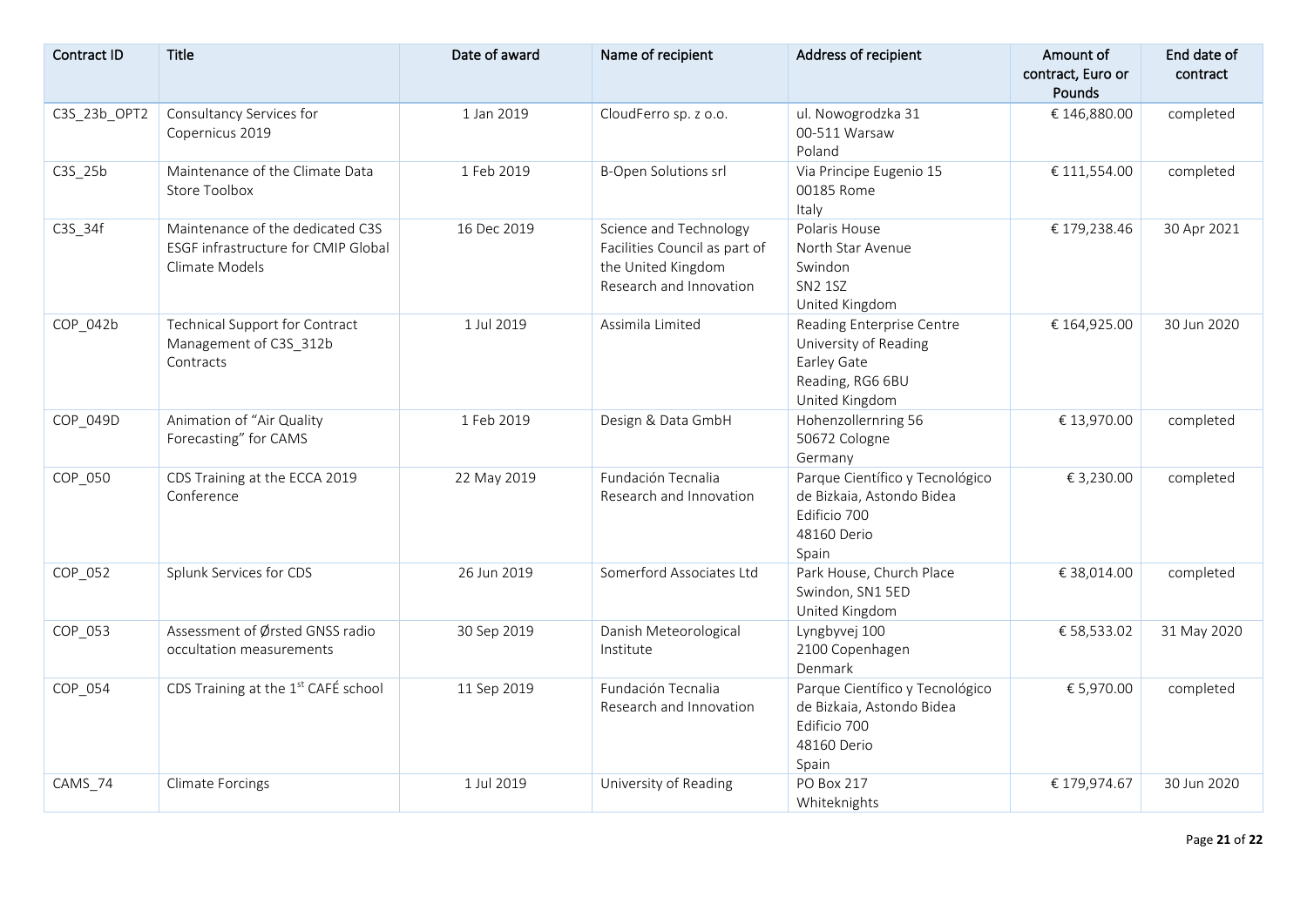| Contract ID | Title | Date of award | Name of recipient | Address of recipient | Amount of contract, Euro or Pounds | End date of contract |
|---|---|---|---|---|---|---|
| C3S_23b_OPT2 | Consultancy Services for Copernicus 2019 | 1 Jan 2019 | CloudFerro sp. z o.o. | ul. Nowogrodzka 31<br>00-511 Warsaw<br>Poland | € 146,880.00 | completed |
| C3S_25b | Maintenance of the Climate Data Store Toolbox | 1 Feb 2019 | B-Open Solutions srl | Via Principe Eugenio 15<br>00185 Rome<br>Italy | € 111,554.00 | completed |
| C3S_34f | Maintenance of the dedicated C3S ESGF infrastructure for CMIP Global Climate Models | 16 Dec 2019 | Science and Technology Facilities Council as part of the United Kingdom Research and Innovation | Polaris House<br>North Star Avenue<br>Swindon<br>SN2 1SZ<br>United Kingdom | € 179,238.46 | 30 Apr 2021 |
| COP_042b | Technical Support for Contract Management of C3S_312b Contracts | 1 Jul 2019 | Assimila Limited | Reading Enterprise Centre<br>University of Reading<br>Earley Gate<br>Reading, RG6 6BU<br>United Kingdom | € 164,925.00 | 30 Jun 2020 |
| COP_049D | Animation of "Air Quality Forecasting" for CAMS | 1 Feb 2019 | Design & Data GmbH | Hohenzollernring 56<br>50672 Cologne<br>Germany | € 13,970.00 | completed |
| COP_050 | CDS Training at the ECCA 2019 Conference | 22 May 2019 | Fundación Tecnalia Research and Innovation | Parque Científico y Tecnológico de Bizkaia, Astondo Bidea<br>Edificio 700<br>48160 Derio<br>Spain | € 3,230.00 | completed |
| COP_052 | Splunk Services for CDS | 26 Jun 2019 | Somerford Associates Ltd | Park House, Church Place<br>Swindon, SN1 5ED<br>United Kingdom | € 38,014.00 | completed |
| COP_053 | Assessment of Ørsted GNSS radio occultation measurements | 30 Sep 2019 | Danish Meteorological Institute | Lyngbyvej 100<br>2100 Copenhagen<br>Denmark | € 58,533.02 | 31 May 2020 |
| COP_054 | CDS Training at the 1st CAFÉ school | 11 Sep 2019 | Fundación Tecnalia Research and Innovation | Parque Científico y Tecnológico de Bizkaia, Astondo Bidea<br>Edificio 700<br>48160 Derio<br>Spain | € 5,970.00 | completed |
| CAMS_74 | Climate Forcings | 1 Jul 2019 | University of Reading | PO Box 217<br>Whiteknights | € 179,974.67 | 30 Jun 2020 |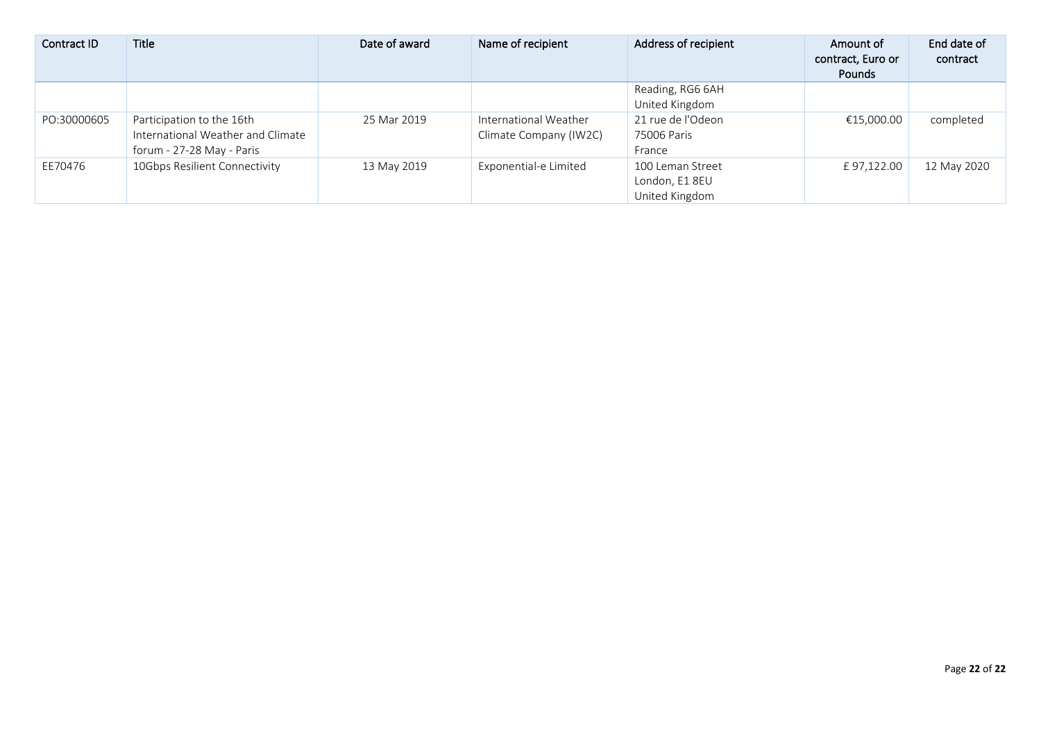| Contract ID | Title | Date of award | Name of recipient | Address of recipient | Amount of contract, Euro or Pounds | End date of contract |
|---|---|---|---|---|---|---|
| | | | | Reading, RG6 6AH<br>United Kingdom | | |
| PO:30000605 | Participation to the 16th International Weather and Climate forum - 27-28 May - Paris | 25 Mar 2019 | International Weather Climate Company (IW2C) | 21 rue de l'Odeon<br>75006 Paris<br>France | €15,000.00 | completed |
| EE70476 | 10Gbps Resilient Connectivity | 13 May 2019 | Exponential-e Limited | 100 Leman Street<br>London, E1 8EU<br>United Kingdom | £ 97,122.00 | 12 May 2020 |